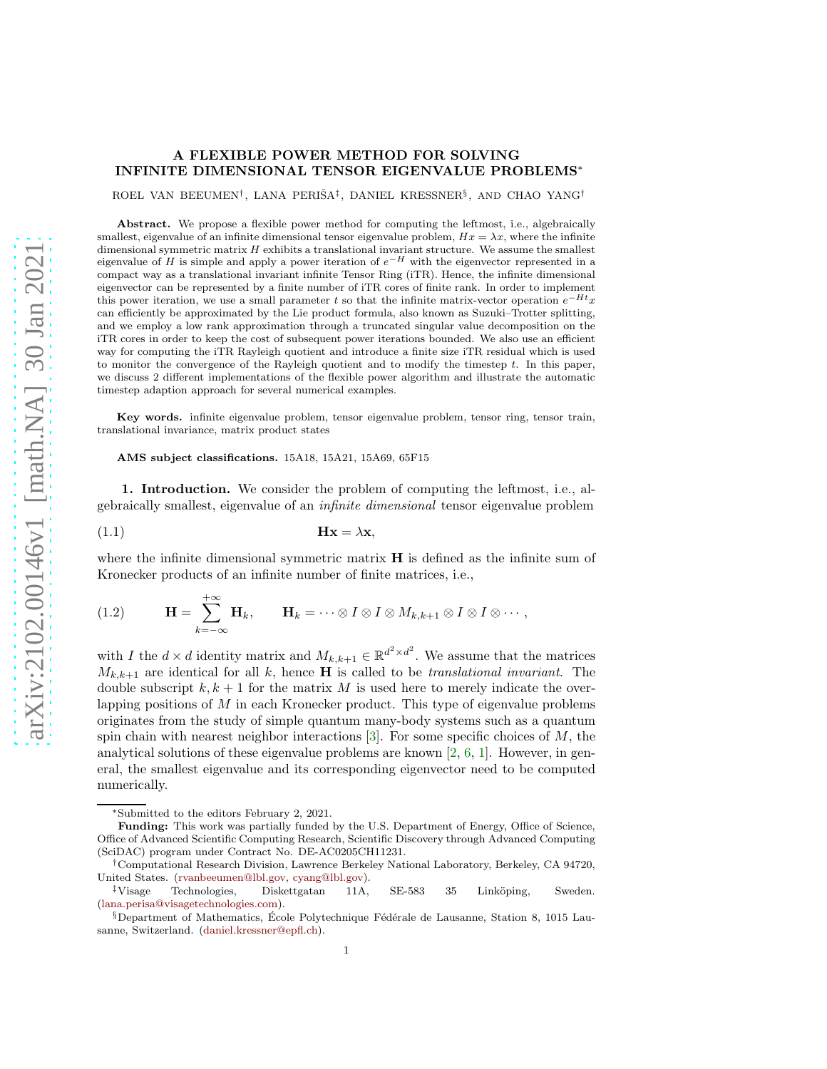# A FLEXIBLE POWER METHOD FOR SOLVING INFINITE DIMENSIONAL TENSOR EIGENVALUE PROBLEMS*

ROEL VAN BEEUMEN[†], LANA PERIŠA[‡], DANIEL KRESSNER[§], AND CHAO YANG[†]

**Abstract.** We propose a flexible power method for computing the leftmost, i.e., algebraically smallest, eigenvalue of an infinite dimensional tensor eigenvalue problem, $Hx = \lambda x$, where the infinite dimensional symmetric matrix $H$ exhibits a translational invariant structure. We assume the smallest eigenvalue of $H$ is simple and apply a power iteration of $e^{-H}$ with the eigenvector represented in a compact way as a translational invariant infinite Tensor Ring (iTR). Hence, the infinite dimensional eigenvector can be represented by a finite number of iTR cores of finite rank. In order to implement this power iteration, we use a small parameter $t$ so that the infinite matrix-vector operation $e^{-Ht}x$ can efficiently be approximated by the Lie product formula, also known as Suzuki–Trotter splitting, and we employ a low rank approximation through a truncated singular value decomposition on the iTR cores in order to keep the cost of subsequent power iterations bounded. We also use an efficient way for computing the iTR Rayleigh quotient and introduce a finite size iTR residual which is used to monitor the convergence of the Rayleigh quotient and to modify the timestep $t$. In this paper, we discuss 2 different implementations of the flexible power algorithm and illustrate the automatic timestep adaption approach for several numerical examples.

**Key words.** infinite eigenvalue problem, tensor eigenvalue problem, tensor ring, tensor train, translational invariance, matrix product states

**AMS subject classifications.** 15A18, 15A21, 15A69, 65F15

## 1. Introduction.

We consider the problem of computing the leftmost, i.e., algebraically smallest, eigenvalue of an *infinite dimensional* tensor eigenvalue problem

$$\mathbf{H}\mathbf{x} = \lambda\mathbf{x}, \tag{1.1}$$

where the infinite dimensional symmetric matrix $\mathbf{H}$ is defined as the infinite sum of Kronecker products of an infinite number of finite matrices, i.e.,

$$\mathbf{H} = \sum_{k=-\infty}^{+\infty} \mathbf{H}_k, \qquad \mathbf{H}_k = \cdots \otimes I \otimes I \otimes M_{k,k+1} \otimes I \otimes I \otimes \cdots, \tag{1.2}$$

with $I$ the $d \times d$ identity matrix and $M_{k,k+1} \in \mathbb{R}^{d^2 \times d^2}$. We assume that the matrices $M_{k,k+1}$ are identical for all $k$, hence $\mathbf{H}$ is called to be *translational invariant*. The double subscript $k, k+1$ for the matrix $M$ is used here to merely indicate the overlapping positions of $M$ in each Kronecker product. This type of eigenvalue problems originates from the study of simple quantum many-body systems such as a quantum spin chain with nearest neighbor interactions [3]. For some specific choices of $M$, the analytical solutions of these eigenvalue problems are known [2, 6, 1]. However, in general, the smallest eigenvalue and its corresponding eigenvector need to be computed numerically.

---

*Submitted to the editors February 2, 2021.

**Funding:** This work was partially funded by the U.S. Department of Energy, Office of Science, Office of Advanced Scientific Computing Research, Scientific Discovery through Advanced Computing (SciDAC) program under Contract No. DE-AC0205CH11231.

†Computational Research Division, Lawrence Berkeley National Laboratory, Berkeley, CA 94720, United States. (rvanbeeumen@lbl.gov, cyang@lbl.gov).

‡Visage Technologies, Diskettgatan 11A, SE-583 35 Linköping, Sweden. (lana.perisa@visagetechnologies.com).

§Department of Mathematics, École Polytechnique Fédérale de Lausanne, Station 8, 1015 Lausanne, Switzerland. (daniel.kressner@epfl.ch).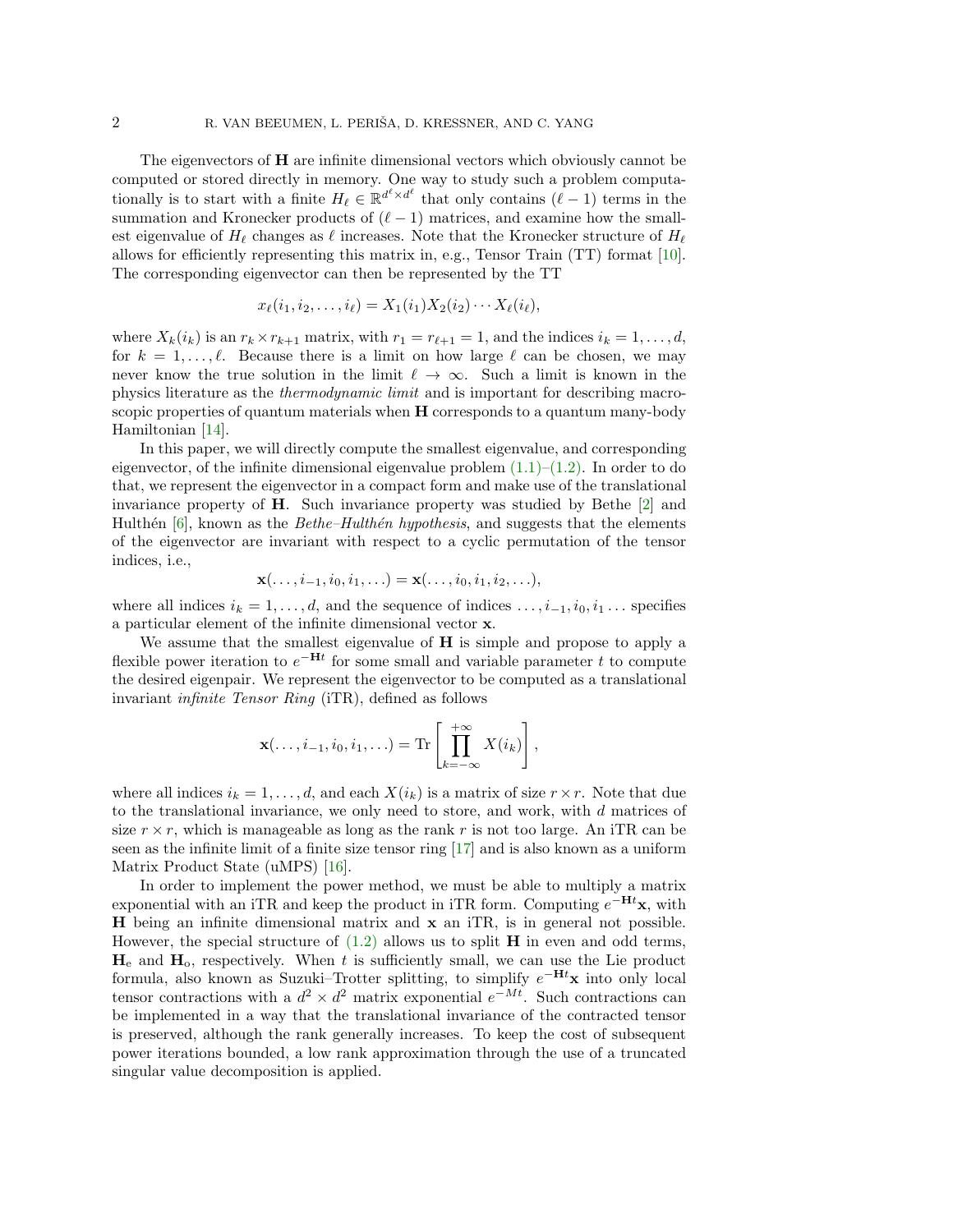The eigenvectors of $\mathbf{H}$ are infinite dimensional vectors which obviously cannot be computed or stored directly in memory. One way to study such a problem computationally is to start with a finite $H_\ell \in \mathbb{R}^{d^\ell \times d^\ell}$ that only contains $(\ell - 1)$ terms in the summation and Kronecker products of $(\ell - 1)$ matrices, and examine how the smallest eigenvalue of $H_\ell$ changes as $\ell$ increases. Note that the Kronecker structure of $H_\ell$ allows for efficiently representing this matrix in, e.g., Tensor Train (TT) format [10]. The corresponding eigenvector can then be represented by the TT

$$x_\ell(i_1, i_2, \ldots, i_\ell) = X_1(i_1) X_2(i_2) \cdots X_\ell(i_\ell),$$

where $X_k(i_k)$ is an $r_k \times r_{k+1}$ matrix, with $r_1 = r_{\ell+1} = 1$, and the indices $i_k = 1, \ldots, d$, for $k = 1, \ldots, \ell$. Because there is a limit on how large $\ell$ can be chosen, we may never know the true solution in the limit $\ell \to \infty$. Such a limit is known in the physics literature as the *thermodynamic limit* and is important for describing macroscopic properties of quantum materials when $\mathbf{H}$ corresponds to a quantum many-body Hamiltonian [14].

In this paper, we will directly compute the smallest eigenvalue, and corresponding eigenvector, of the infinite dimensional eigenvalue problem (1.1)–(1.2). In order to do that, we represent the eigenvector in a compact form and make use of the translational invariance property of $\mathbf{H}$. Such invariance property was studied by Bethe [2] and Hulthén [6], known as the *Bethe–Hulthén hypothesis*, and suggests that the elements of the eigenvector are invariant with respect to a cyclic permutation of the tensor indices, i.e.,

$$\mathbf{x}(\ldots, i_{-1}, i_0, i_1, \ldots) = \mathbf{x}(\ldots, i_0, i_1, i_2, \ldots),$$

where all indices $i_k = 1, \ldots, d$, and the sequence of indices $\ldots, i_{-1}, i_0, i_1 \ldots$ specifies a particular element of the infinite dimensional vector $\mathbf{x}$.

We assume that the smallest eigenvalue of $\mathbf{H}$ is simple and propose to apply a flexible power iteration to $e^{-\mathbf{H}t}$ for some small and variable parameter $t$ to compute the desired eigenpair. We represent the eigenvector to be computed as a translational invariant *infinite Tensor Ring* (iTR), defined as follows

$$\mathbf{x}(\ldots, i_{-1}, i_0, i_1, \ldots) = \operatorname{Tr}\left[\prod_{k=-\infty}^{+\infty} X(i_k)\right],$$

where all indices $i_k = 1, \ldots, d$, and each $X(i_k)$ is a matrix of size $r \times r$. Note that due to the translational invariance, we only need to store, and work, with $d$ matrices of size $r \times r$, which is manageable as long as the rank $r$ is not too large. An iTR can be seen as the infinite limit of a finite size tensor ring [17] and is also known as a uniform Matrix Product State (uMPS) [16].

In order to implement the power method, we must be able to multiply a matrix exponential with an iTR and keep the product in iTR form. Computing $e^{-\mathbf{H}t}\mathbf{x}$, with $\mathbf{H}$ being an infinite dimensional matrix and $\mathbf{x}$ an iTR, is in general not possible. However, the special structure of (1.2) allows us to split $\mathbf{H}$ in even and odd terms, $\mathbf{H}_\mathrm{e}$ and $\mathbf{H}_\mathrm{o}$, respectively. When $t$ is sufficiently small, we can use the Lie product formula, also known as Suzuki–Trotter splitting, to simplify $e^{-\mathbf{H}t}\mathbf{x}$ into only local tensor contractions with a $d^2 \times d^2$ matrix exponential $e^{-Mt}$. Such contractions can be implemented in a way that the translational invariance of the contracted tensor is preserved, although the rank generally increases. To keep the cost of subsequent power iterations bounded, a low rank approximation through the use of a truncated singular value decomposition is applied.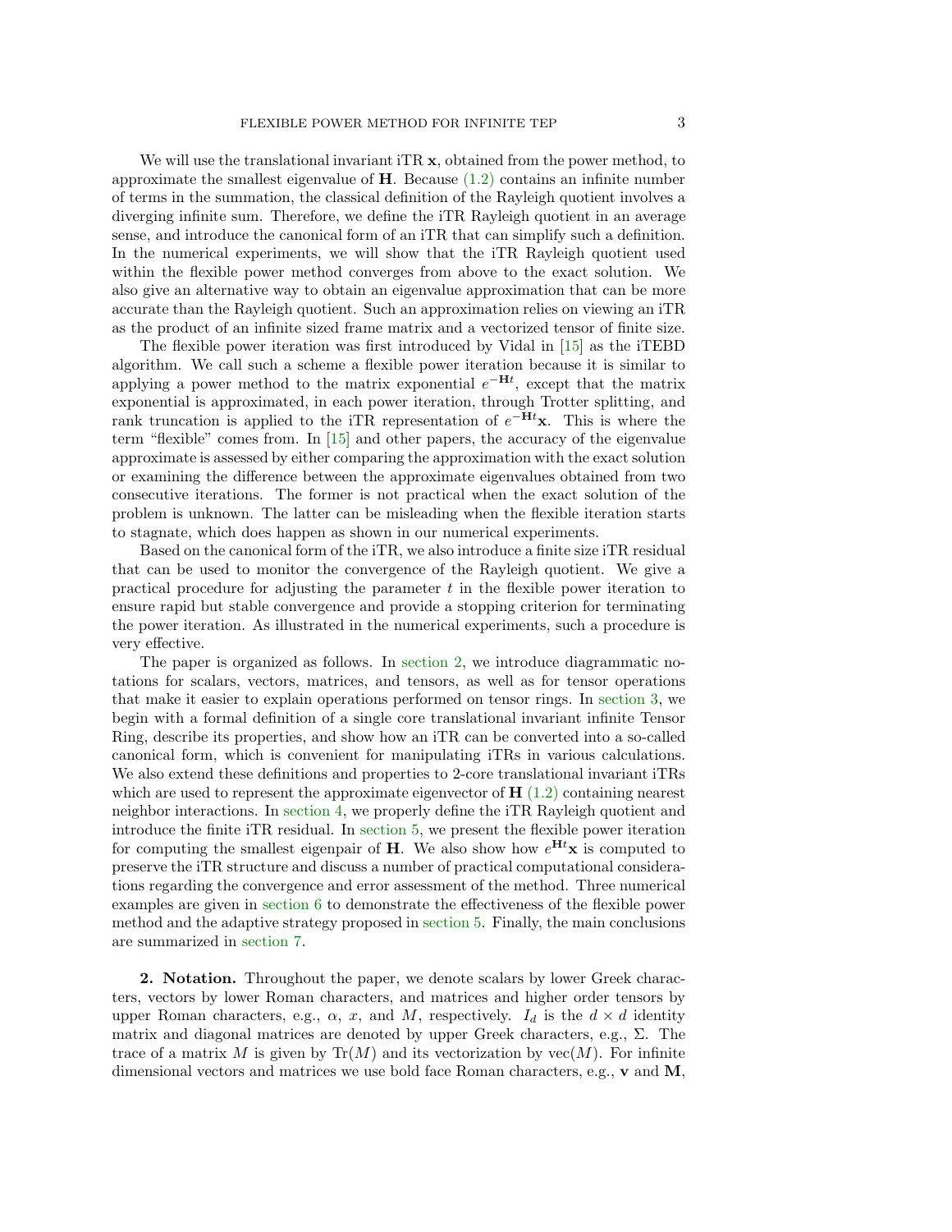We will use the translational invariant iTR $\mathbf{x}$, obtained from the power method, to approximate the smallest eigenvalue of $\mathbf{H}$. Because (1.2) contains an infinite number of terms in the summation, the classical definition of the Rayleigh quotient involves a diverging infinite sum. Therefore, we define the iTR Rayleigh quotient in an average sense, and introduce the canonical form of an iTR that can simplify such a definition. In the numerical experiments, we will show that the iTR Rayleigh quotient used within the flexible power method converges from above to the exact solution. We also give an alternative way to obtain an eigenvalue approximation that can be more accurate than the Rayleigh quotient. Such an approximation relies on viewing an iTR as the product of an infinite sized frame matrix and a vectorized tensor of finite size.

The flexible power iteration was first introduced by Vidal in [15] as the iTEBD algorithm. We call such a scheme a flexible power iteration because it is similar to applying a power method to the matrix exponential $e^{-\mathbf{H}t}$, except that the matrix exponential is approximated, in each power iteration, through Trotter splitting, and rank truncation is applied to the iTR representation of $e^{-\mathbf{H}t}\mathbf{x}$. This is where the term "flexible" comes from. In [15] and other papers, the accuracy of the eigenvalue approximate is assessed by either comparing the approximation with the exact solution or examining the difference between the approximate eigenvalues obtained from two consecutive iterations. The former is not practical when the exact solution of the problem is unknown. The latter can be misleading when the flexible iteration starts to stagnate, which does happen as shown in our numerical experiments.

Based on the canonical form of the iTR, we also introduce a finite size iTR residual that can be used to monitor the convergence of the Rayleigh quotient. We give a practical procedure for adjusting the parameter $t$ in the flexible power iteration to ensure rapid but stable convergence and provide a stopping criterion for terminating the power iteration. As illustrated in the numerical experiments, such a procedure is very effective.

The paper is organized as follows. In section 2, we introduce diagrammatic notations for scalars, vectors, matrices, and tensors, as well as for tensor operations that make it easier to explain operations performed on tensor rings. In section 3, we begin with a formal definition of a single core translational invariant infinite Tensor Ring, describe its properties, and show how an iTR can be converted into a so-called canonical form, which is convenient for manipulating iTRs in various calculations. We also extend these definitions and properties to 2-core translational invariant iTRs which are used to represent the approximate eigenvector of $\mathbf{H}$ (1.2) containing nearest neighbor interactions. In section 4, we properly define the iTR Rayleigh quotient and introduce the finite iTR residual. In section 5, we present the flexible power iteration for computing the smallest eigenpair of $\mathbf{H}$. We also show how $e^{\mathbf{H}t}\mathbf{x}$ is computed to preserve the iTR structure and discuss a number of practical computational considerations regarding the convergence and error assessment of the method. Three numerical examples are given in section 6 to demonstrate the effectiveness of the flexible power method and the adaptive strategy proposed in section 5. Finally, the main conclusions are summarized in section 7.

## 2. Notation.

Throughout the paper, we denote scalars by lower Greek characters, vectors by lower Roman characters, and matrices and higher order tensors by upper Roman characters, e.g., $\alpha$, $x$, and $M$, respectively. $I_d$ is the $d \times d$ identity matrix and diagonal matrices are denoted by upper Greek characters, e.g., $\Sigma$. The trace of a matrix $M$ is given by $\mathrm{Tr}(M)$ and its vectorization by $\mathrm{vec}(M)$. For infinite dimensional vectors and matrices we use bold face Roman characters, e.g., $\mathbf{v}$ and $\mathbf{M}$,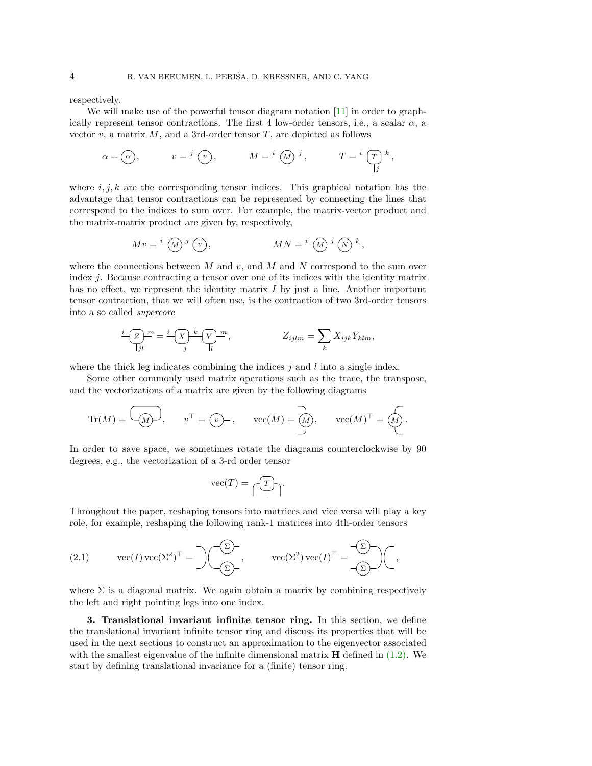respectively.

We will make use of the powerful tensor diagram notation [11] in order to graphically represent tensor contractions. The first 4 low-order tensors, i.e., a scalar $\alpha$, a vector $v$, a matrix $M$, and a 3rd-order tensor $T$, are depicted as follows

$$\alpha = (\alpha), \qquad v = \overset{j}{—}(v), \qquad M = \overset{i}{—}(M)\overset{j}{—}, \qquad T = \overset{i}{—}\underset{|j}{(T)}\overset{k}{—},$$

where $i, j, k$ are the corresponding tensor indices. This graphical notation has the advantage that tensor contractions can be represented by connecting the lines that correspond to the indices to sum over. For example, the matrix-vector product and the matrix-matrix product are given by, respectively,

$$Mv = \overset{i}{—}(M)\overset{j}{—}(v), \qquad MN = \overset{i}{—}(M)\overset{j}{—}(N)\overset{k}{—},$$

where the connections between $M$ and $v$, and $M$ and $N$ correspond to the sum over index $j$. Because contracting a tensor over one of its indices with the identity matrix has no effect, we represent the identity matrix $I$ by just a line. Another important tensor contraction, that we will often use, is the contraction of two 3rd-order tensors into a so called *supercore*

$$\overset{i}{—}\underset{|jl}{(Z)}\overset{m}{—} = \overset{i}{—}\underset{|j}{(X)}\overset{k}{—}\underset{|l}{(Y)}\overset{m}{—}, \qquad Z_{ijlm} = \sum_k X_{ijk} Y_{klm},$$

where the thick leg indicates combining the indices $j$ and $l$ into a single index.

Some other commonly used matrix operations such as the trace, the transpose, and the vectorizations of a matrix are given by the following diagrams

$$\mathrm{Tr}(M) = \text{[diagram]}, \qquad v^\top = (v)—, \qquad \mathrm{vec}(M) = \text{[diagram]}, \qquad \mathrm{vec}(M)^\top = \text{[diagram]}.$$

In order to save space, we sometimes rotate the diagrams counterclockwise by 90 degrees, e.g., the vectorization of a 3-rd order tensor

$$\mathrm{vec}(T) = \text{[diagram]}.$$

Throughout the paper, reshaping tensors into matrices and vice versa will play a key role, for example, reshaping the following rank-1 matrices into 4th-order tensors

$$\mathrm{vec}(I)\,\mathrm{vec}(\Sigma^2)^\top = \text{[diagram]}, \qquad \mathrm{vec}(\Sigma^2)\,\mathrm{vec}(I)^\top = \text{[diagram]}, \tag{2.1}$$

where $\Sigma$ is a diagonal matrix. We again obtain a matrix by combining respectively the left and right pointing legs into one index.

**3. Translational invariant infinite tensor ring.** In this section, we define the translational invariant infinite tensor ring and discuss its properties that will be used in the next sections to construct an approximation to the eigenvector associated with the smallest eigenvalue of the infinite dimensional matrix $\mathbf{H}$ defined in (1.2). We start by defining translational invariance for a (finite) tensor ring.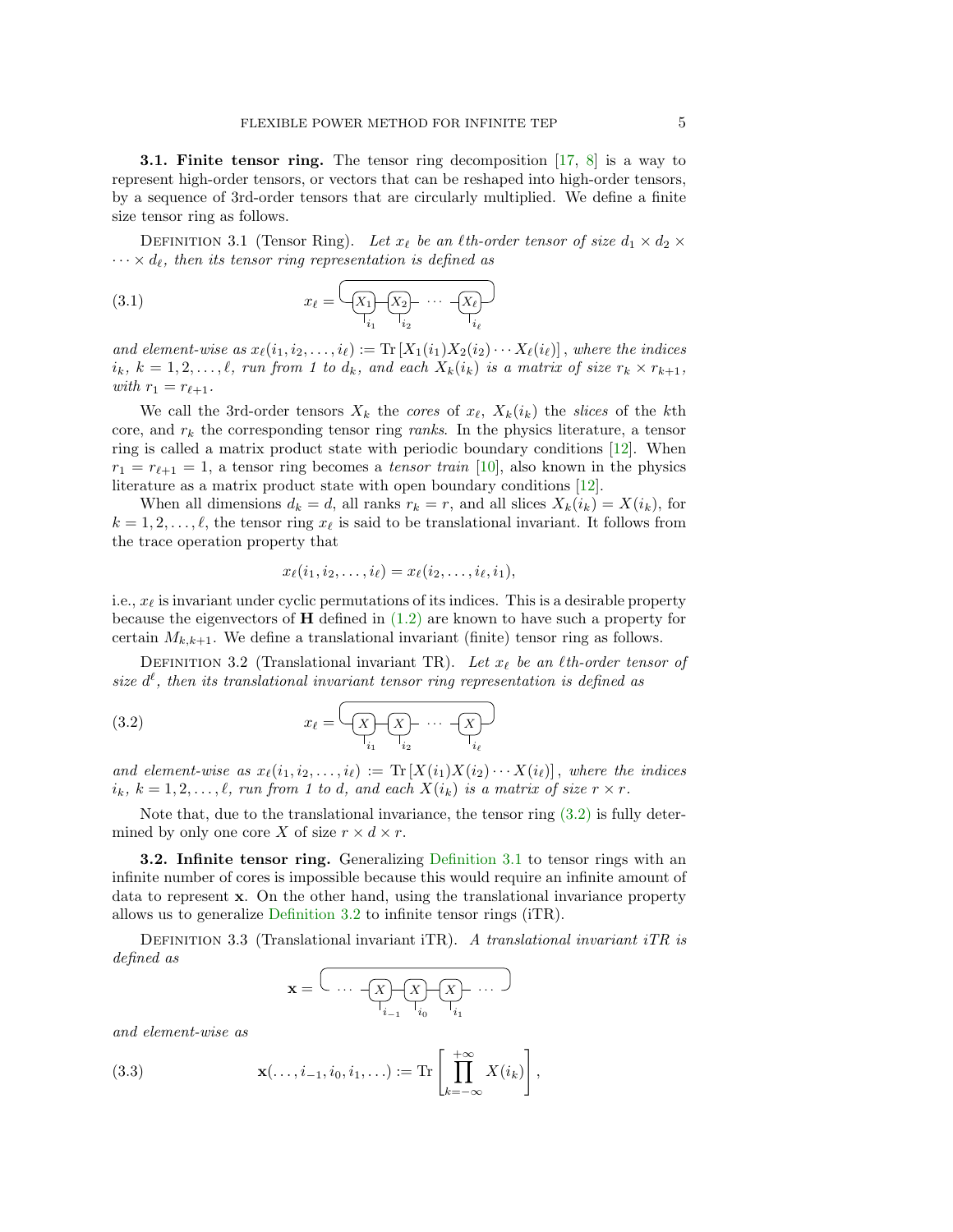**3.1. Finite tensor ring.** The tensor ring decomposition [17, 8] is a way to represent high-order tensors, or vectors that can be reshaped into high-order tensors, by a sequence of 3rd-order tensors that are circularly multiplied. We define a finite size tensor ring as follows.

Definition 3.1 (Tensor Ring). *Let $x_\ell$ be an $\ell$th-order tensor of size $d_1 \times d_2 \times \cdots \times d_\ell$, then its tensor ring representation is defined as*

$$x_\ell = \text{(tensor network diagram: cores } X_1, X_2, \cdots, X_\ell \text{ connected in a ring with open indices } i_1, i_2, \ldots, i_\ell) \tag{3.1}$$

*and element-wise as $x_\ell(i_1, i_2, \ldots, i_\ell) := \operatorname{Tr}\left[X_1(i_1)X_2(i_2)\cdots X_\ell(i_\ell)\right]$, where the indices $i_k$, $k = 1, 2, \ldots, \ell$, run from 1 to $d_k$, and each $X_k(i_k)$ is a matrix of size $r_k \times r_{k+1}$, with $r_1 = r_{\ell+1}$.*

We call the 3rd-order tensors $X_k$ the *cores* of $x_\ell$, $X_k(i_k)$ the *slices* of the $k$th core, and $r_k$ the corresponding tensor ring *ranks*. In the physics literature, a tensor ring is called a matrix product state with periodic boundary conditions [12]. When $r_1 = r_{\ell+1} = 1$, a tensor ring becomes a *tensor train* [10], also known in the physics literature as a matrix product state with open boundary conditions [12].

When all dimensions $d_k = d$, all ranks $r_k = r$, and all slices $X_k(i_k) = X(i_k)$, for $k = 1, 2, \ldots, \ell$, the tensor ring $x_\ell$ is said to be translational invariant. It follows from the trace operation property that

$$x_\ell(i_1, i_2, \ldots, i_\ell) = x_\ell(i_2, \ldots, i_\ell, i_1),$$

i.e., $x_\ell$ is invariant under cyclic permutations of its indices. This is a desirable property because the eigenvectors of $\mathbf{H}$ defined in (1.2) are known to have such a property for certain $M_{k,k+1}$. We define a translational invariant (finite) tensor ring as follows.

Definition 3.2 (Translational invariant TR). *Let $x_\ell$ be an $\ell$th-order tensor of size $d^\ell$, then its translational invariant tensor ring representation is defined as*

$$x_\ell = \text{(tensor network diagram: cores } X, X, \cdots, X \text{ connected in a ring with open indices } i_1, i_2, \ldots, i_\ell) \tag{3.2}$$

*and element-wise as $x_\ell(i_1, i_2, \ldots, i_\ell) := \operatorname{Tr}\left[X(i_1)X(i_2)\cdots X(i_\ell)\right]$, where the indices $i_k$, $k = 1, 2, \ldots, \ell$, run from 1 to $d$, and each $X(i_k)$ is a matrix of size $r \times r$.*

Note that, due to the translational invariance, the tensor ring (3.2) is fully determined by only one core $X$ of size $r \times d \times r$.

**3.2. Infinite tensor ring.** Generalizing Definition 3.1 to tensor rings with an infinite number of cores is impossible because this would require an infinite amount of data to represent $\mathbf{x}$. On the other hand, using the translational invariance property allows us to generalize Definition 3.2 to infinite tensor rings (iTR).

Definition 3.3 (Translational invariant iTR). *A translational invariant iTR is defined as*

$$\mathbf{x} = \text{(tensor network diagram: } \cdots X, X, X \cdots \text{ connected in a ring with open indices } i_{-1}, i_0, i_1)$$

*and element-wise as*

$$\mathbf{x}(\ldots, i_{-1}, i_0, i_1, \ldots) := \operatorname{Tr}\left[\prod_{k=-\infty}^{+\infty} X(i_k)\right], \tag{3.3}$$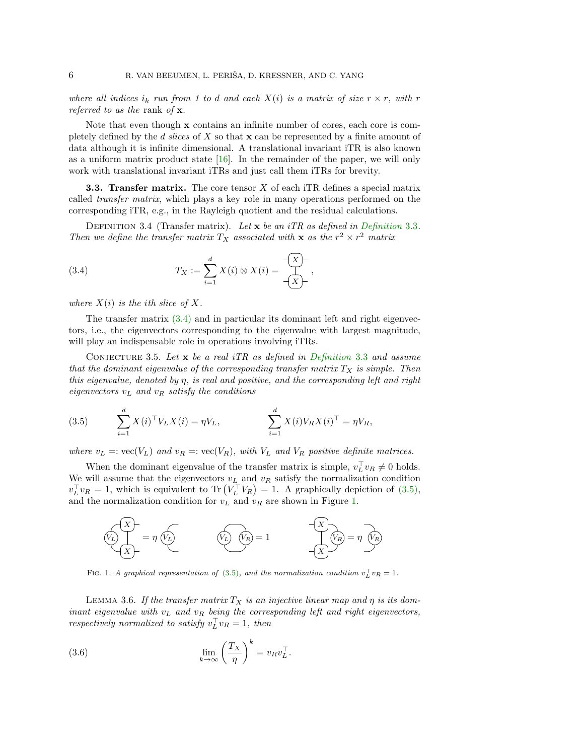*where all indices $i_k$ run from 1 to $d$ and each $X(i)$ is a matrix of size $r \times r$, with $r$ referred to as the* rank *of* $\mathbf{x}$*.*

Note that even though $\mathbf{x}$ contains an infinite number of cores, each core is completely defined by the $d$ *slices* of $X$ so that $\mathbf{x}$ can be represented by a finite amount of data although it is infinite dimensional. A translational invariant iTR is also known as a uniform matrix product state [16]. In the remainder of the paper, we will only work with translational invariant iTRs and just call them iTRs for brevity.

### 3.3. Transfer matrix.

The core tensor $X$ of each iTR defines a special matrix called *transfer matrix*, which plays a key role in many operations performed on the corresponding iTR, e.g., in the Rayleigh quotient and the residual calculations.

DEFINITION 3.4 (Transfer matrix). *Let $\mathbf{x}$ be an iTR as defined in Definition 3.3. Then we define the transfer matrix $T_X$ associated with $\mathbf{x}$ as the $r^2 \times r^2$ matrix*

$$T_X := \sum_{i=1}^{d} X(i) \otimes X(i) = \begin{array}{c} -\boxed{X}- \\ | \\ -\boxed{X}- \end{array}, \tag{3.4}$$

*where $X(i)$ is the ith slice of $X$.*

The transfer matrix (3.4) and in particular its dominant left and right eigenvectors, i.e., the eigenvectors corresponding to the eigenvalue with largest magnitude, will play an indispensable role in operations involving iTRs.

CONJECTURE 3.5. *Let $\mathbf{x}$ be a real iTR as defined in Definition 3.3 and assume that the dominant eigenvalue of the corresponding transfer matrix $T_X$ is simple. Then this eigenvalue, denoted by $\eta$, is real and positive, and the corresponding left and right eigenvectors $v_L$ and $v_R$ satisfy the conditions*

$$\sum_{i=1}^{d} X(i)^{\top} V_L X(i) = \eta V_L, \qquad\qquad \sum_{i=1}^{d} X(i) V_R X(i)^{\top} = \eta V_R, \tag{3.5}$$

*where $v_L =: \mathrm{vec}(V_L)$ and $v_R =: \mathrm{vec}(V_R)$, with $V_L$ and $V_R$ positive definite matrices.*

When the dominant eigenvalue of the transfer matrix is simple, $v_L^{\top} v_R \neq 0$ holds. We will assume that the eigenvectors $v_L$ and $v_R$ satisfy the normalization condition $v_L^{\top} v_R = 1$, which is equivalent to $\mathrm{Tr}\left(V_L^{\top} V_R\right) = 1$. A graphically depiction of (3.5), and the normalization condition for $v_L$ and $v_R$ are shown in Figure 1.

$= \eta$  $= 1$  $= \eta$

FIG. 1. *A graphical representation of (3.5), and the normalization condition $v_L^{\top} v_R = 1$.*

LEMMA 3.6. *If the transfer matrix $T_X$ is an injective linear map and $\eta$ is its dominant eigenvalue with $v_L$ and $v_R$ being the corresponding left and right eigenvectors, respectively normalized to satisfy $v_L^{\top} v_R = 1$, then*

$$\lim_{k \to \infty} \left( \frac{T_X}{\eta} \right)^k = v_R v_L^{\top}. \tag{3.6}$$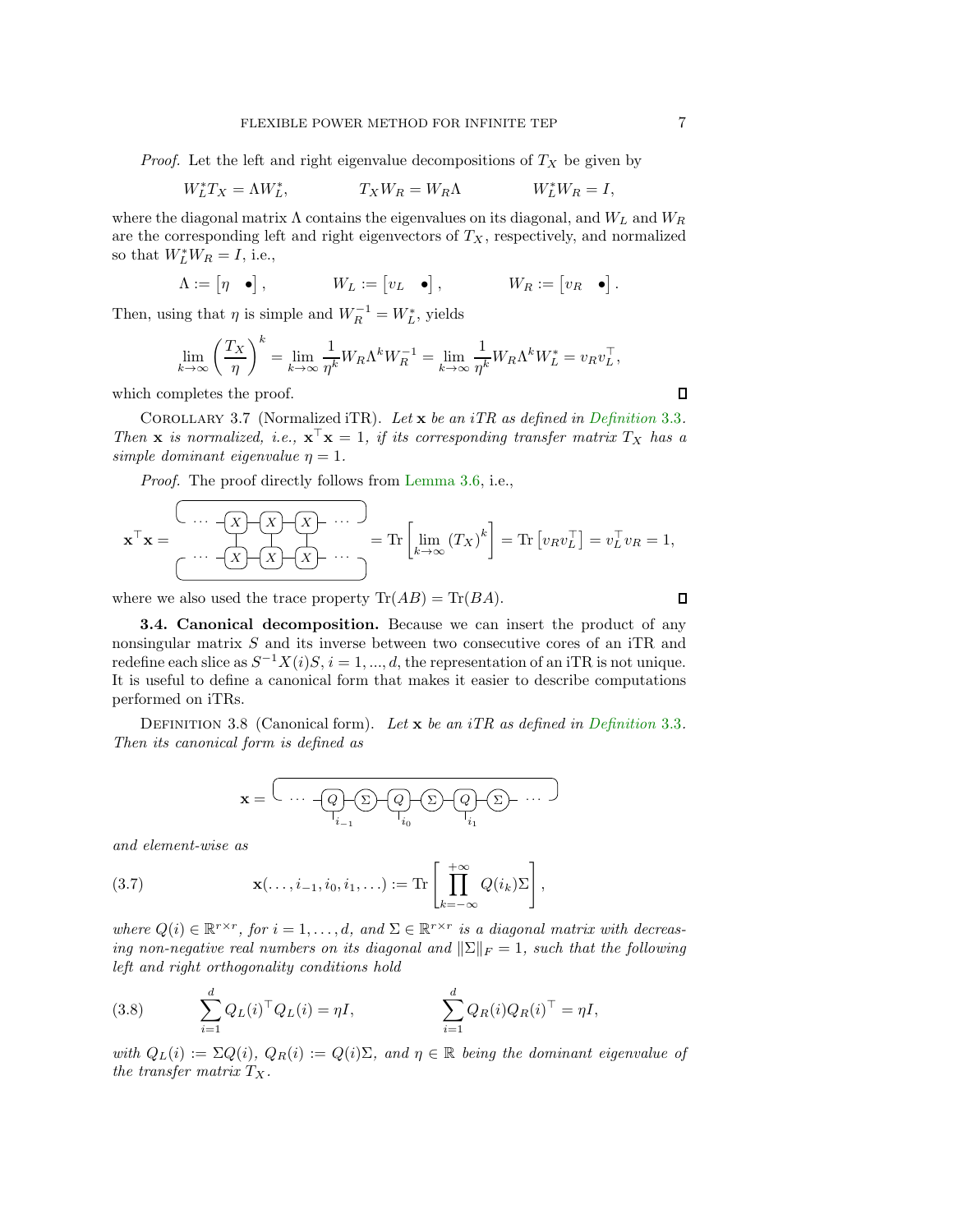*Proof.* Let the left and right eigenvalue decompositions of $T_X$ be given by

$$W_L^* T_X = \Lambda W_L^*, \qquad T_X W_R = W_R \Lambda \qquad W_L^* W_R = I,$$

where the diagonal matrix $\Lambda$ contains the eigenvalues on its diagonal, and $W_L$ and $W_R$ are the corresponding left and right eigenvectors of $T_X$, respectively, and normalized so that $W_L^* W_R = I$, i.e.,

$$\Lambda := \begin{bmatrix} \eta & \bullet \end{bmatrix}, \qquad W_L := \begin{bmatrix} v_L & \bullet \end{bmatrix}, \qquad W_R := \begin{bmatrix} v_R & \bullet \end{bmatrix}.$$

Then, using that $\eta$ is simple and $W_R^{-1} = W_L^*$, yields

$$\lim_{k\to\infty} \left(\frac{T_X}{\eta}\right)^k = \lim_{k\to\infty} \frac{1}{\eta^k} W_R \Lambda^k W_R^{-1} = \lim_{k\to\infty} \frac{1}{\eta^k} W_R \Lambda^k W_L^* = v_R v_L^\top,$$

which completes the proof. □

COROLLARY 3.7 (Normalized iTR). *Let $\mathbf{x}$ be an iTR as defined in Definition 3.3. Then $\mathbf{x}$ is normalized, i.e., $\mathbf{x}^\top \mathbf{x} = 1$, if its corresponding transfer matrix $T_X$ has a simple dominant eigenvalue $\eta = 1$.*

*Proof.* The proof directly follows from Lemma 3.6, i.e.,

$$\mathbf{x}^\top \mathbf{x} = [\text{tensor network diagram: two rows of } \cdots X - X - X \cdots \text{ connected vertically, closed in a ring}] = \operatorname{Tr}\left[\lim_{k\to\infty} (T_X)^k\right] = \operatorname{Tr}\left[v_R v_L^\top\right] = v_L^\top v_R = 1,$$

where we also used the trace property $\operatorname{Tr}(AB) = \operatorname{Tr}(BA)$. □

**3.4. Canonical decomposition.** Because we can insert the product of any nonsingular matrix $S$ and its inverse between two consecutive cores of an iTR and redefine each slice as $S^{-1}X(i)S$, $i = 1, ..., d$, the representation of an iTR is not unique. It is useful to define a canonical form that makes it easier to describe computations performed on iTRs.

DEFINITION 3.8 (Canonical form). *Let $\mathbf{x}$ be an iTR as defined in Definition 3.3. Then its canonical form is defined as*

$$\mathbf{x} = [\text{tensor network diagram: } \cdots Q - \Sigma - Q - \Sigma - Q - \Sigma \cdots \text{ with open indices } i_{-1}, i_0, i_1 \text{, closed in a ring}]$$

*and element-wise as*

$$\mathbf{x}(\ldots, i_{-1}, i_0, i_1, \ldots) := \operatorname{Tr}\left[\prod_{k=-\infty}^{+\infty} Q(i_k)\Sigma\right], \tag{3.7}$$

*where $Q(i) \in \mathbb{R}^{r\times r}$, for $i = 1, \ldots, d$, and $\Sigma \in \mathbb{R}^{r\times r}$ is a diagonal matrix with decreasing non-negative real numbers on its diagonal and $\|\Sigma\|_F = 1$, such that the following left and right orthogonality conditions hold*

$$\sum_{i=1}^{d} Q_L(i)^\top Q_L(i) = \eta I, \qquad \sum_{i=1}^{d} Q_R(i) Q_R(i)^\top = \eta I, \tag{3.8}$$

*with $Q_L(i) := \Sigma Q(i)$, $Q_R(i) := Q(i)\Sigma$, and $\eta \in \mathbb{R}$ being the dominant eigenvalue of the transfer matrix $T_X$.*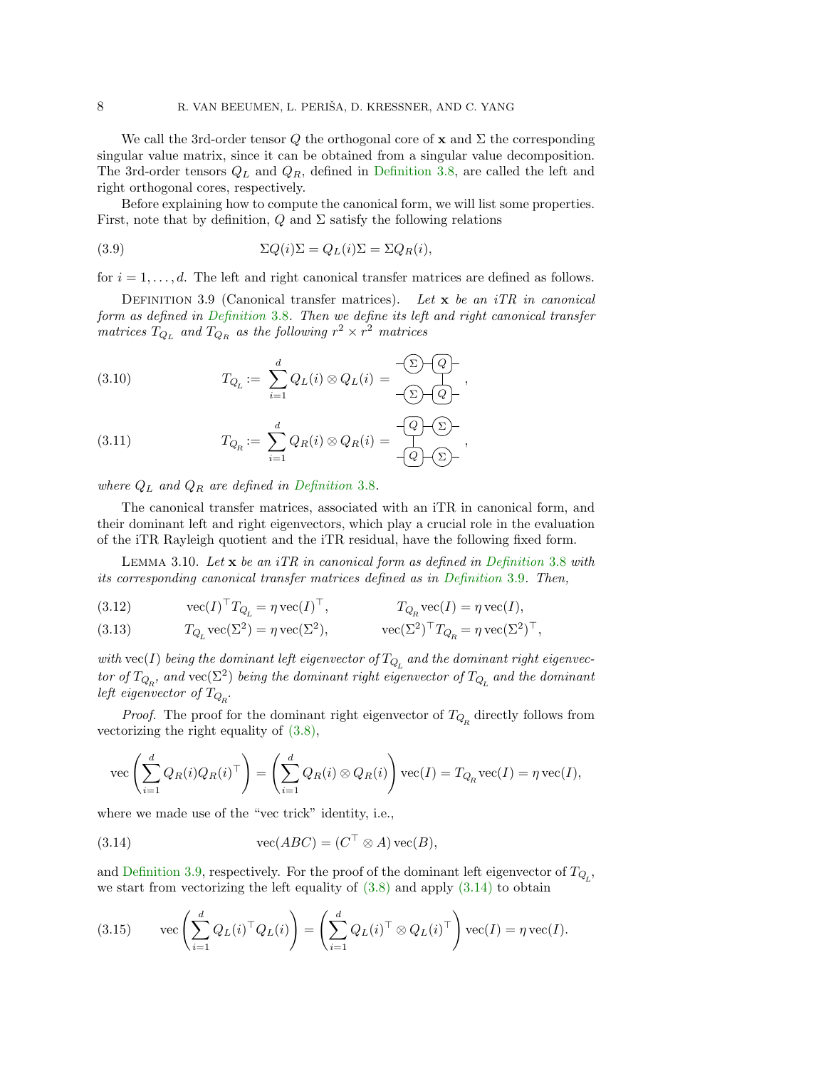We call the 3rd-order tensor $Q$ the orthogonal core of $\mathbf{x}$ and $\Sigma$ the corresponding singular value matrix, since it can be obtained from a singular value decomposition. The 3rd-order tensors $Q_L$ and $Q_R$, defined in Definition 3.8, are called the left and right orthogonal cores, respectively.

Before explaining how to compute the canonical form, we will list some properties. First, note that by definition, $Q$ and $\Sigma$ satisfy the following relations

$$\Sigma Q(i)\Sigma = Q_L(i)\Sigma = \Sigma Q_R(i), \tag{3.9}$$

for $i = 1, \ldots, d$. The left and right canonical transfer matrices are defined as follows.

Definition 3.9 (Canonical transfer matrices). *Let $\mathbf{x}$ be an iTR in canonical form as defined in Definition 3.8. Then we define its left and right canonical transfer matrices $T_{Q_L}$ and $T_{Q_R}$ as the following $r^2 \times r^2$ matrices*

$$T_{Q_L} := \sum_{i=1}^{d} Q_L(i) \otimes Q_L(i) = \text{[diagram: } \Sigma - Q \text{ over } \Sigma - Q\text{]}, \tag{3.10}$$

$$T_{Q_R} := \sum_{i=1}^{d} Q_R(i) \otimes Q_R(i) = \text{[diagram: } Q - \Sigma \text{ over } Q - \Sigma\text{]}, \tag{3.11}$$

*where $Q_L$ and $Q_R$ are defined in Definition 3.8.*

The canonical transfer matrices, associated with an iTR in canonical form, and their dominant left and right eigenvectors, which play a crucial role in the evaluation of the iTR Rayleigh quotient and the iTR residual, have the following fixed form.

Lemma 3.10. *Let $\mathbf{x}$ be an iTR in canonical form as defined in Definition 3.8 with its corresponding canonical transfer matrices defined as in Definition 3.9. Then,*

$$\operatorname{vec}(I)^\top T_{Q_L} = \eta \operatorname{vec}(I)^\top, \qquad T_{Q_R} \operatorname{vec}(I) = \eta \operatorname{vec}(I), \tag{3.12}$$

$$T_{Q_L} \operatorname{vec}(\Sigma^2) = \eta \operatorname{vec}(\Sigma^2), \qquad \operatorname{vec}(\Sigma^2)^\top T_{Q_R} = \eta \operatorname{vec}(\Sigma^2)^\top, \tag{3.13}$$

*with $\operatorname{vec}(I)$ being the dominant left eigenvector of $T_{Q_L}$ and the dominant right eigenvector of $T_{Q_R}$, and $\operatorname{vec}(\Sigma^2)$ being the dominant right eigenvector of $T_{Q_L}$ and the dominant left eigenvector of $T_{Q_R}$.*

*Proof.* The proof for the dominant right eigenvector of $T_{Q_R}$ directly follows from vectorizing the right equality of (3.8),

$$\operatorname{vec}\left(\sum_{i=1}^{d} Q_R(i) Q_R(i)^\top\right) = \left(\sum_{i=1}^{d} Q_R(i) \otimes Q_R(i)\right) \operatorname{vec}(I) = T_{Q_R} \operatorname{vec}(I) = \eta \operatorname{vec}(I),$$

where we made use of the "vec trick" identity, i.e.,

$$\operatorname{vec}(ABC) = (C^\top \otimes A) \operatorname{vec}(B), \tag{3.14}$$

and Definition 3.9, respectively. For the proof of the dominant left eigenvector of $T_{Q_L}$, we start from vectorizing the left equality of (3.8) and apply (3.14) to obtain

$$\operatorname{vec}\left(\sum_{i=1}^{d} Q_L(i)^\top Q_L(i)\right) = \left(\sum_{i=1}^{d} Q_L(i)^\top \otimes Q_L(i)^\top\right) \operatorname{vec}(I) = \eta \operatorname{vec}(I). \tag{3.15}$$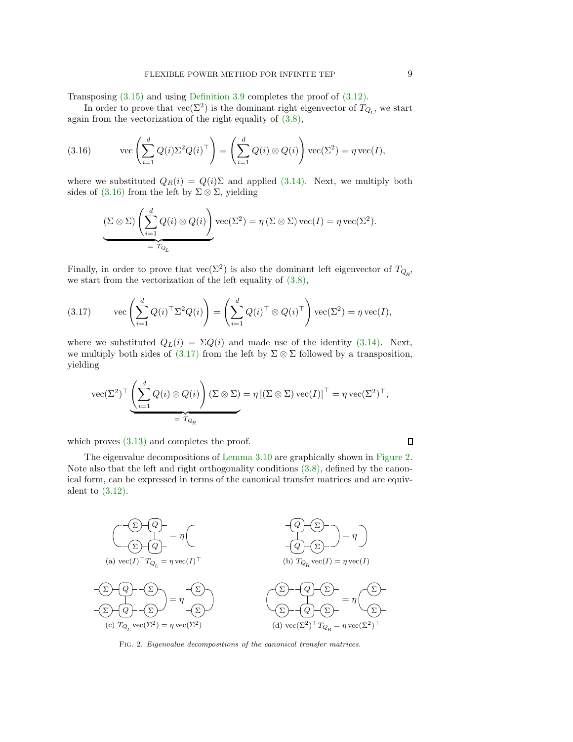Transposing (3.15) and using Definition 3.9 completes the proof of (3.12).

In order to prove that $\mathrm{vec}(\Sigma^2)$ is the dominant right eigenvector of $T_{Q_L}$, we start again from the vectorization of the right equality of (3.8),

$$\mathrm{vec}\left(\sum_{i=1}^{d} Q(i)\Sigma^2 Q(i)^\top\right) = \left(\sum_{i=1}^{d} Q(i)\otimes Q(i)\right)\mathrm{vec}(\Sigma^2) = \eta\,\mathrm{vec}(I), \tag{3.16}$$

where we substituted $Q_R(i) = Q(i)\Sigma$ and applied (3.14). Next, we multiply both sides of (3.16) from the left by $\Sigma\otimes\Sigma$, yielding

$$\underbrace{(\Sigma\otimes\Sigma)\left(\sum_{i=1}^{d} Q(i)\otimes Q(i)\right)}_{=\,T_{Q_L}}\mathrm{vec}(\Sigma^2) = \eta\,(\Sigma\otimes\Sigma)\,\mathrm{vec}(I) = \eta\,\mathrm{vec}(\Sigma^2).$$

Finally, in order to prove that $\mathrm{vec}(\Sigma^2)$ is also the dominant left eigenvector of $T_{Q_R}$, we start from the vectorization of the left equality of (3.8),

$$\mathrm{vec}\left(\sum_{i=1}^{d} Q(i)^\top\Sigma^2 Q(i)\right) = \left(\sum_{i=1}^{d} Q(i)^\top\otimes Q(i)^\top\right)\mathrm{vec}(\Sigma^2) = \eta\,\mathrm{vec}(I), \tag{3.17}$$

where we substituted $Q_L(i) = \Sigma Q(i)$ and made use of the identity (3.14). Next, we multiply both sides of (3.17) from the left by $\Sigma\otimes\Sigma$ followed by a transposition, yielding

$$\mathrm{vec}(\Sigma^2)^\top\underbrace{\left(\sum_{i=1}^{d} Q(i)\otimes Q(i)\right)(\Sigma\otimes\Sigma)}_{=\,T_{Q_R}} = \eta\left[(\Sigma\otimes\Sigma)\,\mathrm{vec}(I)\right]^\top = \eta\,\mathrm{vec}(\Sigma^2)^\top,$$

which proves (3.13) and completes the proof. ∎

The eigenvalue decompositions of Lemma 3.10 are graphically shown in Figure 2. Note also that the left and right orthogonality conditions (3.8), defined by the canonical form, can be expressed in terms of the canonical transfer matrices and are equivalent to (3.12).

(a) $\mathrm{vec}(I)^\top T_{Q_L} = \eta\,\mathrm{vec}(I)^\top$

(b) $T_{Q_R}\,\mathrm{vec}(I) = \eta\,\mathrm{vec}(I)$

(c) $T_{Q_L}\,\mathrm{vec}(\Sigma^2) = \eta\,\mathrm{vec}(\Sigma^2)$

(d) $\mathrm{vec}(\Sigma^2)^\top T_{Q_R} = \eta\,\mathrm{vec}(\Sigma^2)^\top$

Fig. 2. *Eigenvalue decompositions of the canonical transfer matrices.*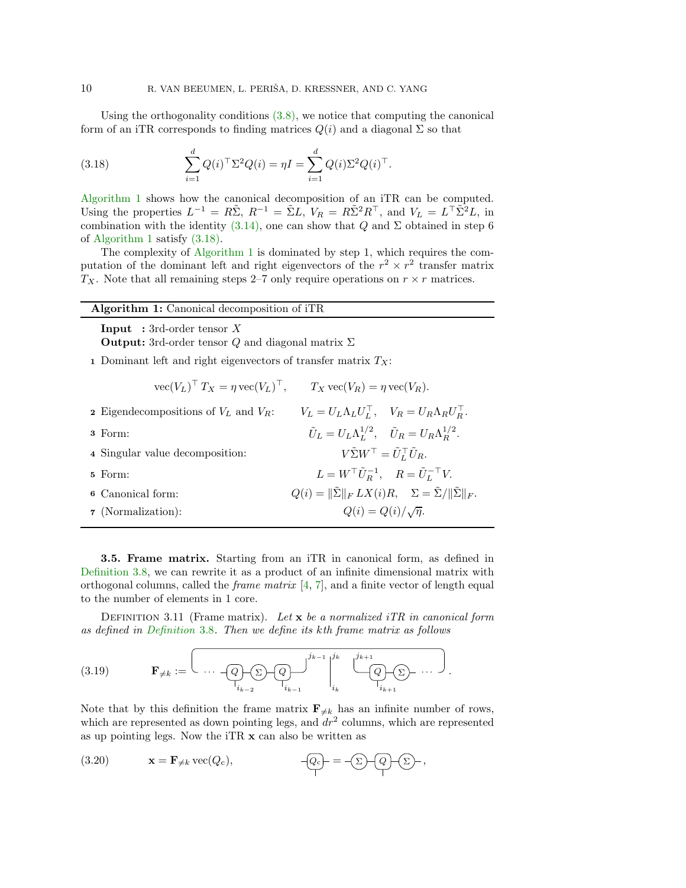Using the orthogonality conditions (3.8), we notice that computing the canonical form of an iTR corresponds to finding matrices $Q(i)$ and a diagonal $\Sigma$ so that

$$\sum_{i=1}^{d} Q(i)^\top \Sigma^2 Q(i) = \eta I = \sum_{i=1}^{d} Q(i) \Sigma^2 Q(i)^\top. \tag{3.18}$$

Algorithm 1 shows how the canonical decomposition of an iTR can be computed. Using the properties $L^{-1} = R\tilde{\Sigma}$, $R^{-1} = \tilde{\Sigma}L$, $V_R = R\tilde{\Sigma}^2 R^\top$, and $V_L = L^\top \tilde{\Sigma}^2 L$, in combination with the identity (3.14), one can show that $Q$ and $\Sigma$ obtained in step 6 of Algorithm 1 satisfy (3.18).

The complexity of Algorithm 1 is dominated by step 1, which requires the computation of the dominant left and right eigenvectors of the $r^2 \times r^2$ transfer matrix $T_X$. Note that all remaining steps 2–7 only require operations on $r \times r$ matrices.

---

**Algorithm 1:** Canonical decomposition of iTR

**Input :** 3rd-order tensor $X$
**Output:** 3rd-order tensor $Q$ and diagonal matrix $\Sigma$

1. Dominant left and right eigenvectors of transfer matrix $T_X$:
$$\mathrm{vec}(V_L)^\top T_X = \eta \, \mathrm{vec}(V_L)^\top, \qquad T_X \, \mathrm{vec}(V_R) = \eta \, \mathrm{vec}(V_R).$$
2. Eigendecompositions of $V_L$ and $V_R$: $\quad V_L = U_L \Lambda_L U_L^\top, \quad V_R = U_R \Lambda_R U_R^\top.$
3. Form: $\quad \tilde{U}_L = U_L \Lambda_L^{1/2}, \quad \tilde{U}_R = U_R \Lambda_R^{1/2}.$
4. Singular value decomposition: $\quad V\tilde{\Sigma}W^\top = \tilde{U}_L^\top \tilde{U}_R.$
5. Form: $\quad L = W^\top \tilde{U}_R^{-1}, \quad R = \tilde{U}_L^{-\top} V.$
6. Canonical form: $\quad Q(i) = \|\tilde{\Sigma}\|_F \, L X(i) R, \quad \Sigma = \tilde{\Sigma}/\|\tilde{\Sigma}\|_F.$
7. (Normalization): $\quad Q(i) = Q(i)/\sqrt{\eta}.$

---

**3.5. Frame matrix.** Starting from an iTR in canonical form, as defined in Definition 3.8, we can rewrite it as a product of an infinite dimensional matrix with orthogonal columns, called the *frame matrix* [4, 7], and a finite vector of length equal to the number of elements in 1 core.

Definition 3.11 (Frame matrix). *Let* $\mathbf{x}$ *be a normalized iTR in canonical form as defined in Definition 3.8. Then we define its kth frame matrix as follows*

$$\mathbf{F}_{\neq k} := \left( \cdots -Q- \Sigma -Q- \;\; \cdots \right) \tag{3.19}$$

(tensor network diagram: $\cdots$ $Q$ $\Sigma$ $Q$ with down legs $i_{k-2}$, $i_{k-1}$, open up leg $j_{k-1}$; a vertical line with up leg $j_k$ and down leg $i_k$; open up leg $j_{k+1}$ followed by $Q$ $\Sigma$ $\cdots$ with down leg $i_{k+1}$).

Note that by this definition the frame matrix $\mathbf{F}_{\neq k}$ has an infinite number of rows, which are represented as down pointing legs, and $dr^2$ columns, which are represented as up pointing legs. Now the iTR $\mathbf{x}$ can also be written as

$$\mathbf{x} = \mathbf{F}_{\neq k} \, \mathrm{vec}(Q_c), \qquad -Q_c- = -\Sigma-Q-\Sigma-, \tag{3.20}$$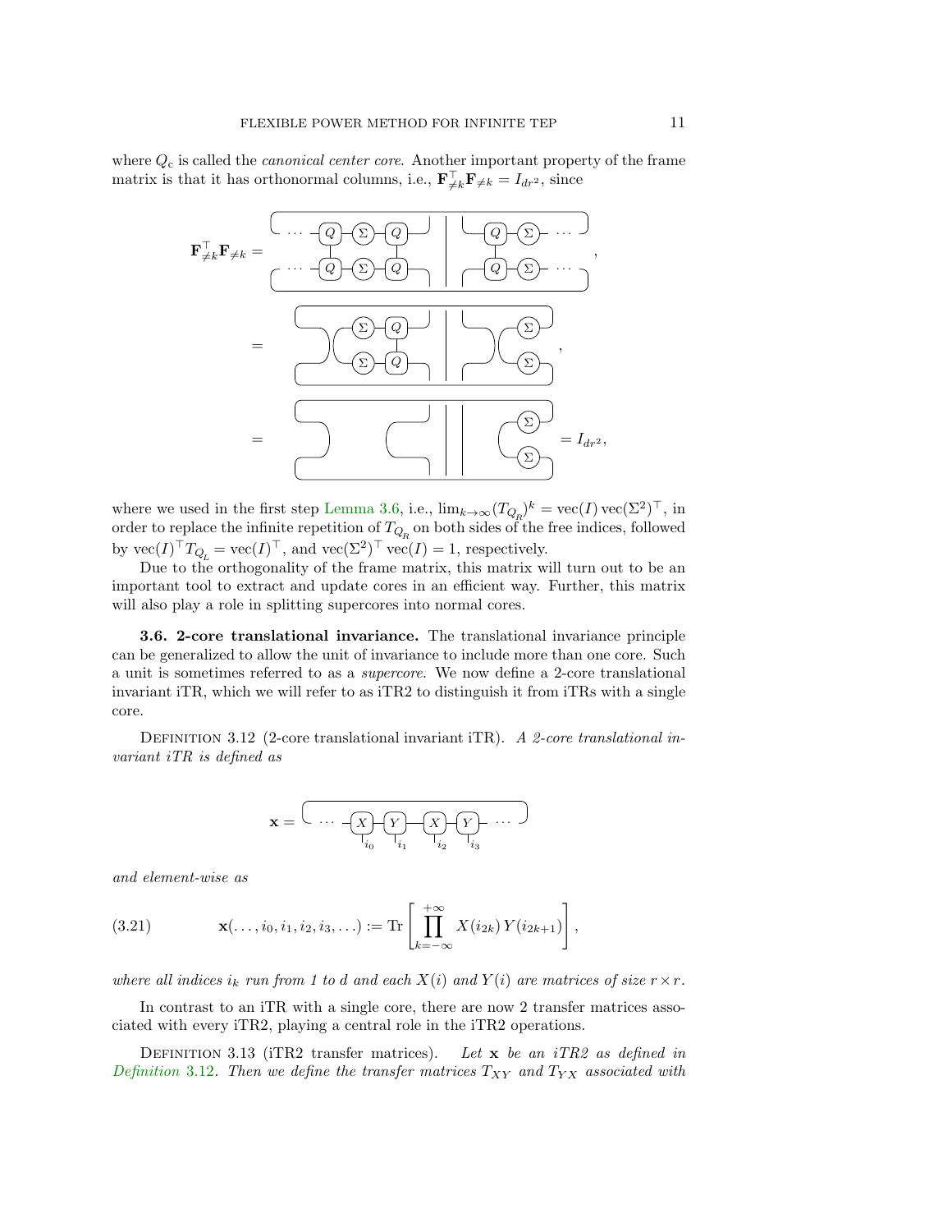where $Q_c$ is called the *canonical center core*. Another important property of the frame matrix is that it has orthonormal columns, i.e., $\mathbf{F}_{\neq k}^\top \mathbf{F}_{\neq k} = I_{dr^2}$, since

$$\mathbf{F}_{\neq k}^\top \mathbf{F}_{\neq k} = \ldots, \quad = \ldots, \quad = \ldots = I_{dr^2},$$

where we used in the first step Lemma 3.6, i.e., $\lim_{k\to\infty}(T_{Q_R})^k = \operatorname{vec}(I)\operatorname{vec}(\Sigma^2)^\top$, in order to replace the infinite repetition of $T_{Q_R}$ on both sides of the free indices, followed by $\operatorname{vec}(I)^\top T_{Q_L} = \operatorname{vec}(I)^\top$, and $\operatorname{vec}(\Sigma^2)^\top \operatorname{vec}(I) = 1$, respectively.

Due to the orthogonality of the frame matrix, this matrix will turn out to be an important tool to extract and update cores in an efficient way. Further, this matrix will also play a role in splitting supercores into normal cores.

**3.6. 2-core translational invariance.** The translational invariance principle can be generalized to allow the unit of invariance to include more than one core. Such a unit is sometimes referred to as a *supercore*. We now define a 2-core translational invariant iTR, which we will refer to as iTR2 to distinguish it from iTRs with a single core.

Definition 3.12 (2-core translational invariant iTR). *A 2-core translational invariant iTR is defined as*

$$\mathbf{x} = \cdots X_{i_0}\, Y_{i_1}\, X_{i_2}\, Y_{i_3} \cdots$$

*and element-wise as*

$$\mathbf{x}(\ldots, i_0, i_1, i_2, i_3, \ldots) := \operatorname{Tr}\left[\prod_{k=-\infty}^{+\infty} X(i_{2k})\, Y(i_{2k+1})\right], \tag{3.21}$$

*where all indices $i_k$ run from 1 to $d$ and each $X(i)$ and $Y(i)$ are matrices of size $r \times r$.*

In contrast to an iTR with a single core, there are now 2 transfer matrices associated with every iTR2, playing a central role in the iTR2 operations.

Definition 3.13 (iTR2 transfer matrices). *Let $\mathbf{x}$ be an iTR2 as defined in Definition 3.12. Then we define the transfer matrices $T_{XY}$ and $T_{YX}$ associated with*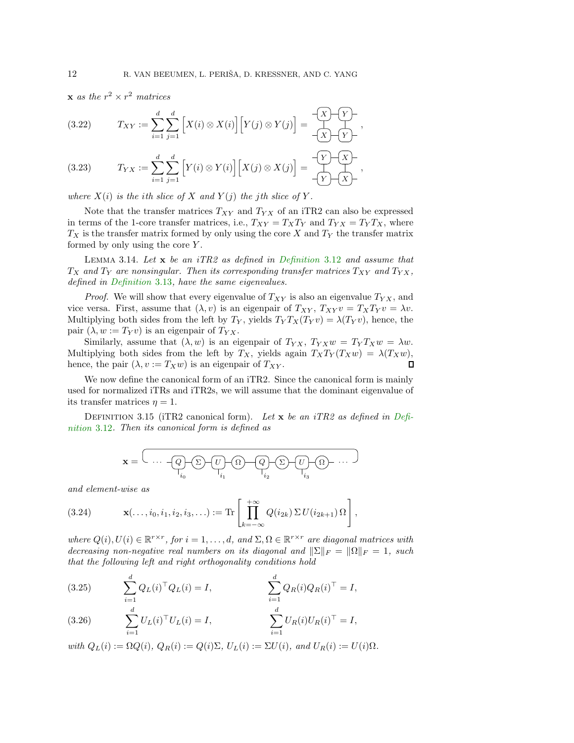$\mathbf{x}$ *as the* $r^2 \times r^2$ *matrices*

$$T_{XY} := \sum_{i=1}^{d}\sum_{j=1}^{d} \Big[X(i) \otimes X(i)\Big]\Big[Y(j) \otimes Y(j)\Big] = \tag{3.22}$$

$$T_{YX} := \sum_{i=1}^{d}\sum_{j=1}^{d} \Big[Y(i) \otimes Y(i)\Big]\Big[X(j) \otimes X(j)\Big] = \tag{3.23}$$

*where* $X(i)$ *is the* $i$*th slice of* $X$ *and* $Y(j)$ *the* $j$*th slice of* $Y$.

Note that the transfer matrices $T_{XY}$ and $T_{YX}$ of an iTR2 can also be expressed in terms of the 1-core transfer matrices, i.e., $T_{XY} = T_X T_Y$ and $T_{YX} = T_Y T_X$, where $T_X$ is the transfer matrix formed by only using the core $X$ and $T_Y$ the transfer matrix formed by only using the core $Y$.

Lemma 3.14. *Let* $\mathbf{x}$ *be an iTR2 as defined in Definition 3.12 and assume that* $T_X$ *and* $T_Y$ *are nonsingular. Then its corresponding transfer matrices* $T_{XY}$ *and* $T_{YX}$*, defined in Definition 3.13, have the same eigenvalues.*

*Proof.* We will show that every eigenvalue of $T_{XY}$ is also an eigenvalue $T_{YX}$, and vice versa. First, assume that $(\lambda, v)$ is an eigenpair of $T_{XY}$, $T_{XY}v = T_X T_Y v = \lambda v$. Multiplying both sides from the left by $T_Y$, yields $T_Y T_X (T_Y v) = \lambda (T_Y v)$, hence, the pair $(\lambda, w := T_Y v)$ is an eigenpair of $T_{YX}$.

Similarly, assume that $(\lambda, w)$ is an eigenpair of $T_{YX}$, $T_{YX}w = T_Y T_X w = \lambda w$. Multiplying both sides from the left by $T_X$, yields again $T_X T_Y (T_X w) = \lambda (T_X w)$, hence, the pair $(\lambda, v := T_X w)$ is an eigenpair of $T_{XY}$. ∎

We now define the canonical form of an iTR2. Since the canonical form is mainly used for normalized iTRs and iTR2s, we will assume that the dominant eigenvalue of its transfer matrices $\eta = 1$.

Definition 3.15 (iTR2 canonical form). *Let* $\mathbf{x}$ *be an iTR2 as defined in Definition 3.12. Then its canonical form is defined as*

$$\mathbf{x} = \cdots - Q_{i_0} - \Sigma - U_{i_1} - \Omega - Q_{i_2} - \Sigma - U_{i_3} - \Omega - \cdots$$

*and element-wise as*

$$\mathbf{x}(\ldots, i_0, i_1, i_2, i_3, \ldots) := \operatorname{Tr}\left[\prod_{k=-\infty}^{+\infty} Q(i_{2k})\, \Sigma\, U(i_{2k+1})\, \Omega\right], \tag{3.24}$$

*where* $Q(i), U(i) \in \mathbb{R}^{r \times r}$*, for* $i = 1, \ldots, d$*, and* $\Sigma, \Omega \in \mathbb{R}^{r \times r}$ *are diagonal matrices with decreasing non-negative real numbers on its diagonal and* $\|\Sigma\|_F = \|\Omega\|_F = 1$*, such that the following left and right orthogonality conditions hold*

$$\sum_{i=1}^{d} Q_L(i)^\top Q_L(i) = I, \qquad \sum_{i=1}^{d} Q_R(i) Q_R(i)^\top = I, \tag{3.25}$$

$$\sum_{i=1}^{d} U_L(i)^\top U_L(i) = I, \qquad \sum_{i=1}^{d} U_R(i) U_R(i)^\top = I, \tag{3.26}$$

*with* $Q_L(i) := \Omega Q(i)$*,* $Q_R(i) := Q(i)\Sigma$*,* $U_L(i) := \Sigma U(i)$*, and* $U_R(i) := U(i)\Omega$.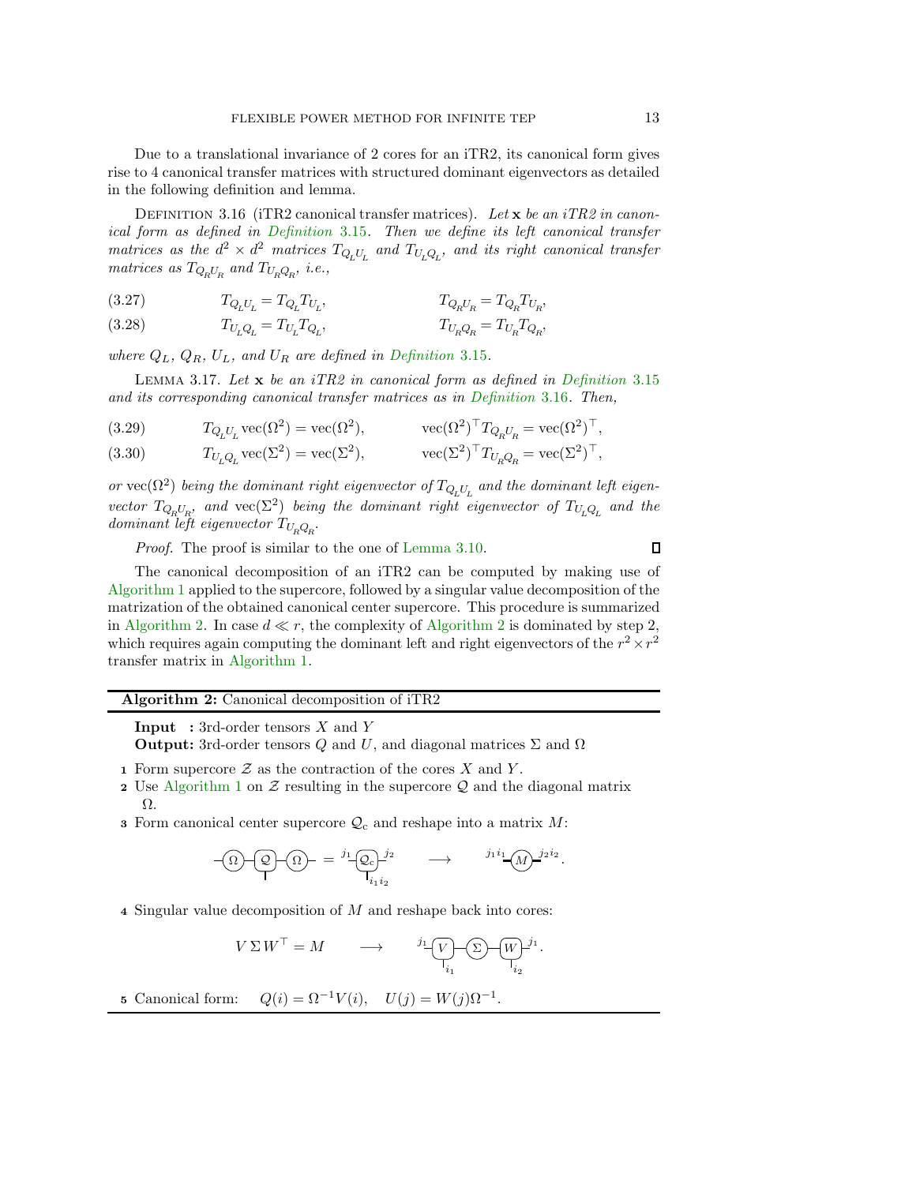Due to a translational invariance of 2 cores for an iTR2, its canonical form gives rise to 4 canonical transfer matrices with structured dominant eigenvectors as detailed in the following definition and lemma.

Definition 3.16 (iTR2 canonical transfer matrices). *Let $\mathbf{x}$ be an iTR2 in canonical form as defined in Definition 3.15. Then we define its left canonical transfer matrices as the $d^2 \times d^2$ matrices $T_{Q_L U_L}$ and $T_{U_L Q_L}$, and its right canonical transfer matrices as $T_{Q_R U_R}$ and $T_{U_R Q_R}$, i.e.,*

$$T_{Q_L U_L} = T_{Q_L} T_{U_L}, \qquad T_{Q_R U_R} = T_{Q_R} T_{U_R}, \tag{3.27}$$

$$T_{U_L Q_L} = T_{U_L} T_{Q_L}, \qquad T_{U_R Q_R} = T_{U_R} T_{Q_R}, \tag{3.28}$$

*where $Q_L$, $Q_R$, $U_L$, and $U_R$ are defined in Definition 3.15.*

Lemma 3.17. *Let $\mathbf{x}$ be an iTR2 in canonical form as defined in Definition 3.15 and its corresponding canonical transfer matrices as in Definition 3.16. Then,*

$$T_{Q_L U_L} \operatorname{vec}(\Omega^2) = \operatorname{vec}(\Omega^2), \qquad \operatorname{vec}(\Omega^2)^\top T_{Q_R U_R} = \operatorname{vec}(\Omega^2)^\top, \tag{3.29}$$

$$T_{U_L Q_L} \operatorname{vec}(\Sigma^2) = \operatorname{vec}(\Sigma^2), \qquad \operatorname{vec}(\Sigma^2)^\top T_{U_R Q_R} = \operatorname{vec}(\Sigma^2)^\top, \tag{3.30}$$

*or $\operatorname{vec}(\Omega^2)$ being the dominant right eigenvector of $T_{Q_L U_L}$ and the dominant left eigenvector $T_{Q_R U_R}$, and $\operatorname{vec}(\Sigma^2)$ being the dominant right eigenvector of $T_{U_L Q_L}$ and the dominant left eigenvector $T_{U_R Q_R}$.*

*Proof.* The proof is similar to the one of Lemma 3.10. ∎

The canonical decomposition of an iTR2 can be computed by making use of Algorithm 1 applied to the supercore, followed by a singular value decomposition of the matrization of the obtained canonical center supercore. This procedure is summarized in Algorithm 2. In case $d \ll r$, the complexity of Algorithm 2 is dominated by step 2, which requires again computing the dominant left and right eigenvectors of the $r^2 \times r^2$ transfer matrix in Algorithm 1.

---

**Algorithm 2:** Canonical decomposition of iTR2

---

**Input :** 3rd-order tensors $X$ and $Y$
**Output:** 3rd-order tensors $Q$ and $U$, and diagonal matrices $\Sigma$ and $\Omega$

1. Form supercore $\mathcal{Z}$ as the contraction of the cores $X$ and $Y$.
2. Use Algorithm 1 on $\mathcal{Z}$ resulting in the supercore $\mathcal{Q}$ and the diagonal matrix $\Omega$.
3. Form canonical center supercore $\mathcal{Q}_c$ and reshape into a matrix $M$:

   $$-\Omega - \mathcal{Q} - \Omega - \;=\; {}^{j_1}\!-\mathcal{Q}_c-{}^{j_2}_{\,i_1 i_2} \quad \longrightarrow \quad {}^{j_1 i_1}\!-M-{}^{j_2 i_2}.$$

4. Singular value decomposition of $M$ and reshape back into cores:

   $$V\,\Sigma\,W^\top = M \quad \longrightarrow \quad {}^{j_1}\!-V_{i_1} - \Sigma - W_{i_2}-{}^{j_1}.$$

5. Canonical form: $\quad Q(i) = \Omega^{-1} V(i), \quad U(j) = W(j)\Omega^{-1}.$

---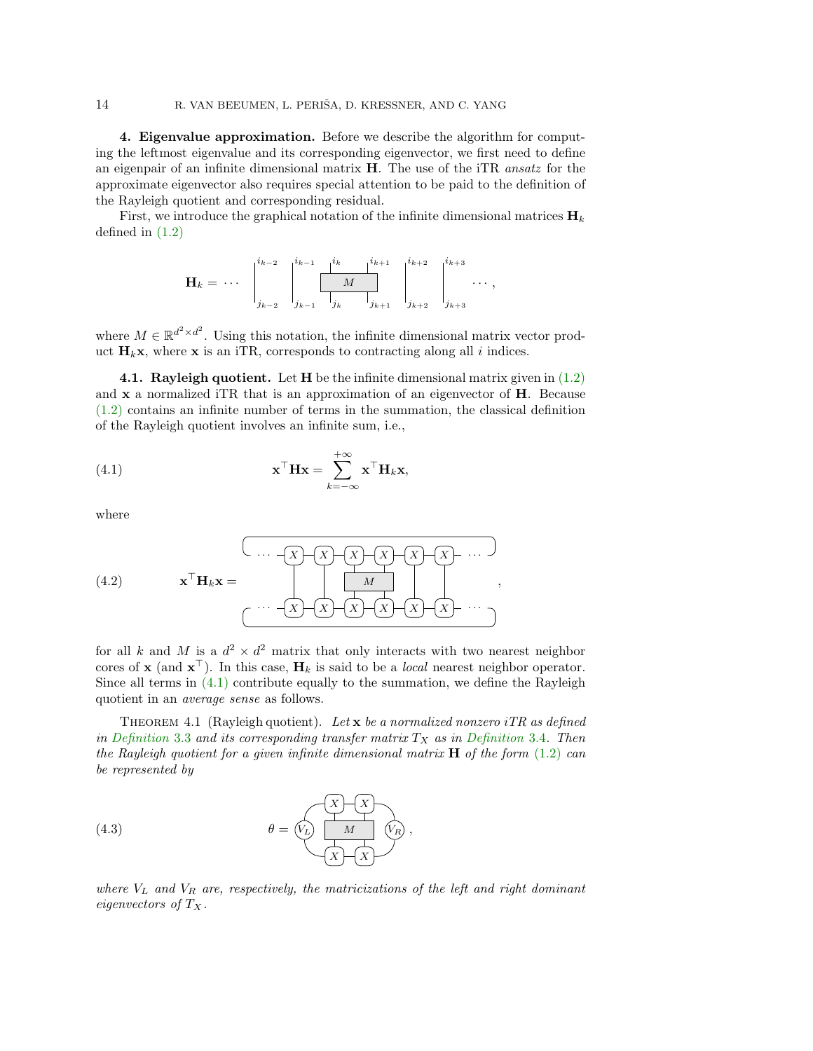**4. Eigenvalue approximation.** Before we describe the algorithm for computing the leftmost eigenvalue and its corresponding eigenvector, we first need to define an eigenpair of an infinite dimensional matrix $\mathbf{H}$. The use of the iTR *ansatz* for the approximate eigenvector also requires special attention to be paid to the definition of the Rayleigh quotient and corresponding residual.

First, we introduce the graphical notation of the infinite dimensional matrices $\mathbf{H}_k$ defined in (1.2)

$$\mathbf{H}_k = \cdots \quad \Big|^{i_{k-2}}_{j_{k-2}} \quad \Big|^{i_{k-1}}_{j_{k-1}} \quad \boxed{\;M\;}^{\,i_k \quad i_{k+1}}_{\,j_k \quad j_{k+1}} \quad \Big|^{i_{k+2}}_{j_{k+2}} \quad \Big|^{i_{k+3}}_{j_{k+3}} \quad \cdots,$$

where $M \in \mathbb{R}^{d^2 \times d^2}$. Using this notation, the infinite dimensional matrix vector product $\mathbf{H}_k \mathbf{x}$, where $\mathbf{x}$ is an iTR, corresponds to contracting along all $i$ indices.

**4.1. Rayleigh quotient.** Let $\mathbf{H}$ be the infinite dimensional matrix given in (1.2) and $\mathbf{x}$ a normalized iTR that is an approximation of an eigenvector of $\mathbf{H}$. Because (1.2) contains an infinite number of terms in the summation, the classical definition of the Rayleigh quotient involves an infinite sum, i.e.,

$$\mathbf{x}^\top \mathbf{H} \mathbf{x} = \sum_{k=-\infty}^{+\infty} \mathbf{x}^\top \mathbf{H}_k \mathbf{x}, \tag{4.1}$$

where

$$\mathbf{x}^\top \mathbf{H}_k \mathbf{x} = \text{[tensor network diagram: infinite ring of } X \text{ cores on top and bottom, connected by vertical lines, with } M \text{ acting on two neighboring cores]}, \tag{4.2}$$

for all $k$ and $M$ is a $d^2 \times d^2$ matrix that only interacts with two nearest neighbor cores of $\mathbf{x}$ (and $\mathbf{x}^\top$). In this case, $\mathbf{H}_k$ is said to be a *local* nearest neighbor operator. Since all terms in (4.1) contribute equally to the summation, we define the Rayleigh quotient in an *average sense* as follows.

THEOREM 4.1 (Rayleigh quotient). *Let* $\mathbf{x}$ *be a normalized nonzero iTR as defined in Definition 3.3 and its corresponding transfer matrix* $T_X$ *as in Definition 3.4. Then the Rayleigh quotient for a given infinite dimensional matrix* $\mathbf{H}$ *of the form (1.2) can be represented by*

$$\theta = \text{[tensor network diagram: } V_L \text{ connected to two } X \text{ cores on top and two } X \text{ cores on bottom, with } M \text{ in between, closed by } V_R], \tag{4.3}$$

*where* $V_L$ *and* $V_R$ *are, respectively, the matricizations of the left and right dominant eigenvectors of* $T_X$.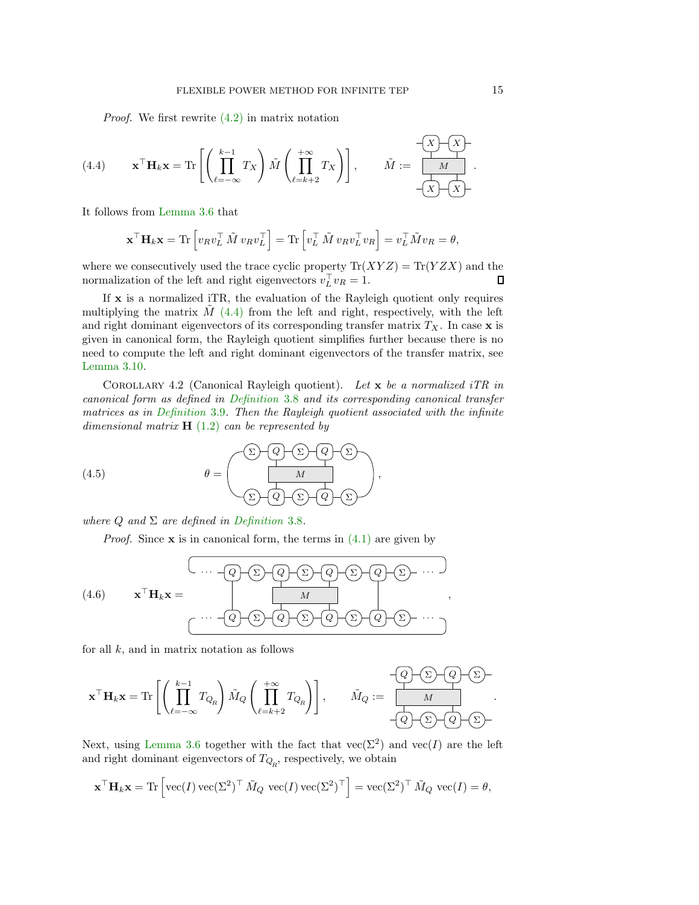*Proof.* We first rewrite (4.2) in matrix notation

$$\mathbf{x}^\top \mathbf{H}_k \mathbf{x} = \operatorname{Tr}\left[\left(\prod_{\ell=-\infty}^{k-1} T_X\right) \tilde{M} \left(\prod_{\ell=k+2}^{+\infty} T_X\right)\right], \qquad \tilde{M} := \text{[tensor network diagram]}. \tag{4.4}$$

It follows from Lemma 3.6 that

$$\mathbf{x}^\top \mathbf{H}_k \mathbf{x} = \operatorname{Tr}\left[v_R v_L^\top \,\tilde{M}\, v_R v_L^\top\right] = \operatorname{Tr}\left[v_L^\top \,\tilde{M}\, v_R v_L^\top v_R\right] = v_L^\top \tilde{M} v_R = \theta,$$

where we consecutively used the trace cyclic property $\operatorname{Tr}(XYZ) = \operatorname{Tr}(YZX)$ and the normalization of the left and right eigenvectors $v_L^\top v_R = 1$. ◻

If $\mathbf{x}$ is a normalized iTR, the evaluation of the Rayleigh quotient only requires multiplying the matrix $\tilde{M}$ (4.4) from the left and right, respectively, with the left and right dominant eigenvectors of its corresponding transfer matrix $T_X$. In case $\mathbf{x}$ is given in canonical form, the Rayleigh quotient simplifies further because there is no need to compute the left and right dominant eigenvectors of the transfer matrix, see Lemma 3.10.

Corollary 4.2 (Canonical Rayleigh quotient). *Let $\mathbf{x}$ be a normalized iTR in canonical form as defined in Definition 3.8 and its corresponding canonical transfer matrices as in Definition 3.9. Then the Rayleigh quotient associated with the infinite dimensional matrix $\mathbf{H}$ (1.2) can be represented by*

$$\theta = \text{[tensor network diagram]}, \tag{4.5}$$

*where $Q$ and $\Sigma$ are defined in Definition 3.8.*

*Proof.* Since $\mathbf{x}$ is in canonical form, the terms in (4.1) are given by

$$\mathbf{x}^\top \mathbf{H}_k \mathbf{x} = \text{[tensor network diagram]}, \tag{4.6}$$

for all $k$, and in matrix notation as follows

$$\mathbf{x}^\top \mathbf{H}_k \mathbf{x} = \operatorname{Tr}\left[\left(\prod_{\ell=-\infty}^{k-1} T_{Q_R}\right) \tilde{M}_Q \left(\prod_{\ell=k+2}^{+\infty} T_{Q_R}\right)\right], \qquad \tilde{M}_Q := \text{[tensor network diagram]}.$$

Next, using Lemma 3.6 together with the fact that $\operatorname{vec}(\Sigma^2)$ and $\operatorname{vec}(I)$ are the left and right dominant eigenvectors of $T_{Q_R}$, respectively, we obtain

$$\mathbf{x}^\top \mathbf{H}_k \mathbf{x} = \operatorname{Tr}\left[\operatorname{vec}(I)\operatorname{vec}(\Sigma^2)^\top \,\tilde{M}_Q\, \operatorname{vec}(I)\operatorname{vec}(\Sigma^2)^\top\right] = \operatorname{vec}(\Sigma^2)^\top \,\tilde{M}_Q\, \operatorname{vec}(I) = \theta,$$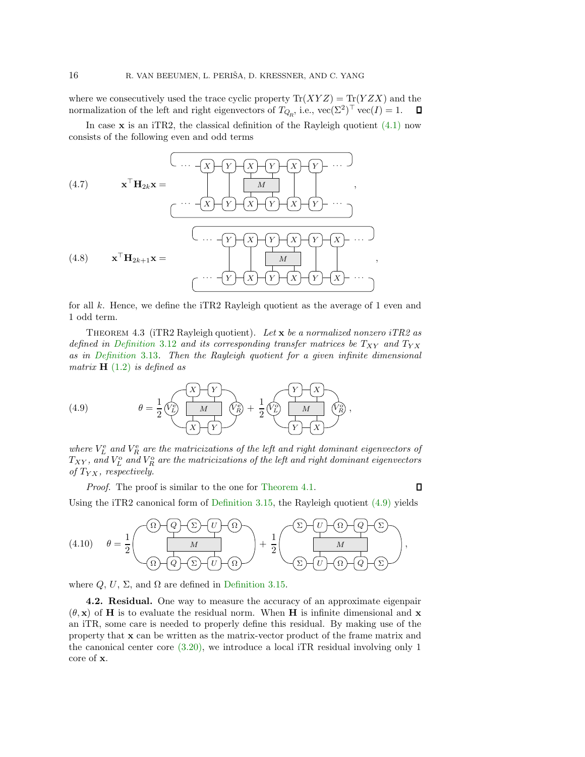where we consecutively used the trace cyclic property $\operatorname{Tr}(XYZ) = \operatorname{Tr}(YZX)$ and the normalization of the left and right eigenvectors of $T_{Q_R}$, i.e., $\operatorname{vec}(\Sigma^2)^\top \operatorname{vec}(I) = 1$. ∎

In case $\mathbf{x}$ is an iTR2, the classical definition of the Rayleigh quotient (4.1) now consists of the following even and odd terms

(4.7) $\mathbf{x}^\top \mathbf{H}_{2k} \mathbf{x} =$ [tensor network diagram: top row $\cdots X\, Y\, X\, Y\, X\, Y \cdots$, bottom row $\cdots X\, Y\, X\, Y\, X\, Y \cdots$, with $M$ connecting the middle $X\, Y$ pair],

(4.8) $\mathbf{x}^\top \mathbf{H}_{2k+1} \mathbf{x} =$ [tensor network diagram: top row $\cdots Y\, X\, Y\, X\, Y\, X \cdots$, bottom row $\cdots Y\, X\, Y\, X\, Y\, X \cdots$, with $M$ connecting the middle $Y\, X$ pair],

for all $k$. Hence, we define the iTR2 Rayleigh quotient as the average of 1 even and 1 odd term.

**Theorem 4.3** (iTR2 Rayleigh quotient). *Let $\mathbf{x}$ be a normalized nonzero iTR2 as defined in Definition 3.12 and its corresponding transfer matrices be $T_{XY}$ and $T_{YX}$ as in Definition 3.13. Then the Rayleigh quotient for a given infinite dimensional matrix $\mathbf{H}$ (1.2) is defined as*

(4.9) $\theta = \frac{1}{2}$ [diagram: $V_L^{\mathrm{e}}$, top $X\, Y$, $M$, bottom $X\, Y$, $V_R^{\mathrm{e}}$] $+ \frac{1}{2}$ [diagram: $V_L^{\mathrm{o}}$, top $Y\, X$, $M$, bottom $Y\, X$, $V_R^{\mathrm{o}}$],

*where $V_L^{\mathrm{e}}$ and $V_R^{\mathrm{e}}$ are the matricizations of the left and right dominant eigenvectors of $T_{XY}$, and $V_L^{\mathrm{o}}$ and $V_R^{\mathrm{o}}$ are the matricizations of the left and right dominant eigenvectors of $T_{YX}$, respectively.*

*Proof.* The proof is similar to the one for Theorem 4.1. ∎

Using the iTR2 canonical form of Definition 3.15, the Rayleigh quotient (4.9) yields

(4.10) $\theta = \frac{1}{2}$ [diagram: top $\Omega\, Q\, \Sigma\, U\, \Omega$, $M$, bottom $\Omega\, Q\, \Sigma\, U\, \Omega$] $+ \frac{1}{2}$ [diagram: top $\Sigma\, U\, \Omega\, Q\, \Sigma$, $M$, bottom $\Sigma\, U\, \Omega\, Q\, \Sigma$],

where $Q$, $U$, $\Sigma$, and $\Omega$ are defined in Definition 3.15.

**4.2. Residual.** One way to measure the accuracy of an approximate eigenpair $(\theta, \mathbf{x})$ of $\mathbf{H}$ is to evaluate the residual norm. When $\mathbf{H}$ is infinite dimensional and $\mathbf{x}$ an iTR, some care is needed to properly define this residual. By making use of the property that $\mathbf{x}$ can be written as the matrix-vector product of the frame matrix and the canonical center core (3.20), we introduce a local iTR residual involving only 1 core of $\mathbf{x}$.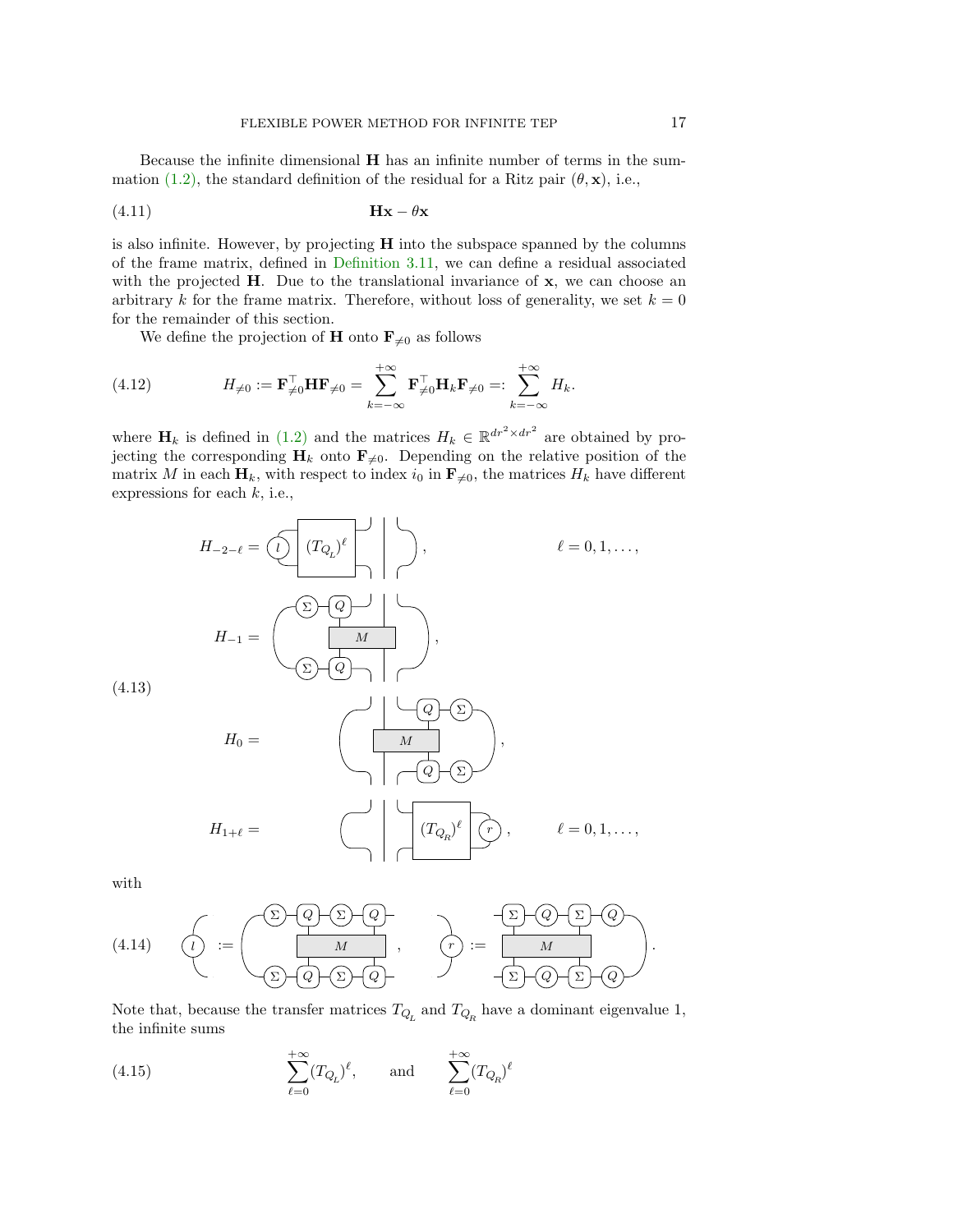Because the infinite dimensional $\mathbf{H}$ has an infinite number of terms in the summation (1.2), the standard definition of the residual for a Ritz pair $(\theta, \mathbf{x})$, i.e.,

$$\mathbf{H}\mathbf{x} - \theta\mathbf{x} \tag{4.11}$$

is also infinite. However, by projecting $\mathbf{H}$ into the subspace spanned by the columns of the frame matrix, defined in Definition 3.11, we can define a residual associated with the projected $\mathbf{H}$. Due to the translational invariance of $\mathbf{x}$, we can choose an arbitrary $k$ for the frame matrix. Therefore, without loss of generality, we set $k = 0$ for the remainder of this section.

We define the projection of $\mathbf{H}$ onto $\mathbf{F}_{\neq 0}$ as follows

$$H_{\neq 0} := \mathbf{F}_{\neq 0}^{\top} \mathbf{H} \mathbf{F}_{\neq 0} = \sum_{k=-\infty}^{+\infty} \mathbf{F}_{\neq 0}^{\top} \mathbf{H}_k \mathbf{F}_{\neq 0} =: \sum_{k=-\infty}^{+\infty} H_k. \tag{4.12}$$

where $\mathbf{H}_k$ is defined in (1.2) and the matrices $H_k \in \mathbb{R}^{dr^2 \times dr^2}$ are obtained by projecting the corresponding $\mathbf{H}_k$ onto $\mathbf{F}_{\neq 0}$. Depending on the relative position of the matrix $M$ in each $\mathbf{H}_k$, with respect to index $i_0$ in $\mathbf{F}_{\neq 0}$, the matrices $H_k$ have different expressions for each $k$, i.e.,

(4.13)

$H_{-2-\ell} =$ [diagram: $(l)$ connected to $(T_{Q_L})^\ell$, followed by open legs], $\quad \ell = 0, 1, \ldots,$

$H_{-1} =$ [diagram: $\Sigma$–$Q$ on top and bottom, connected through $M$], 

$H_0 =$ [diagram: $M$ connected to $Q$–$\Sigma$ on top and bottom],

$H_{1+\ell} =$ [diagram: open legs followed by $(T_{Q_R})^\ell$ connected to $(r)$], $\quad \ell = 0, 1, \ldots,$

with

(4.14) $\quad (l) :=$ [diagram: $\Sigma$–$Q$–$\Sigma$–$Q$ on top and bottom with $M$], $\quad (r) :=$ [diagram: $\Sigma$–$Q$–$\Sigma$–$Q$ on top and bottom with $M$].

Note that, because the transfer matrices $T_{Q_L}$ and $T_{Q_R}$ have a dominant eigenvalue 1, the infinite sums

$$\sum_{\ell=0}^{+\infty} (T_{Q_L})^{\ell}, \qquad \text{and} \qquad \sum_{\ell=0}^{+\infty} (T_{Q_R})^{\ell} \tag{4.15}$$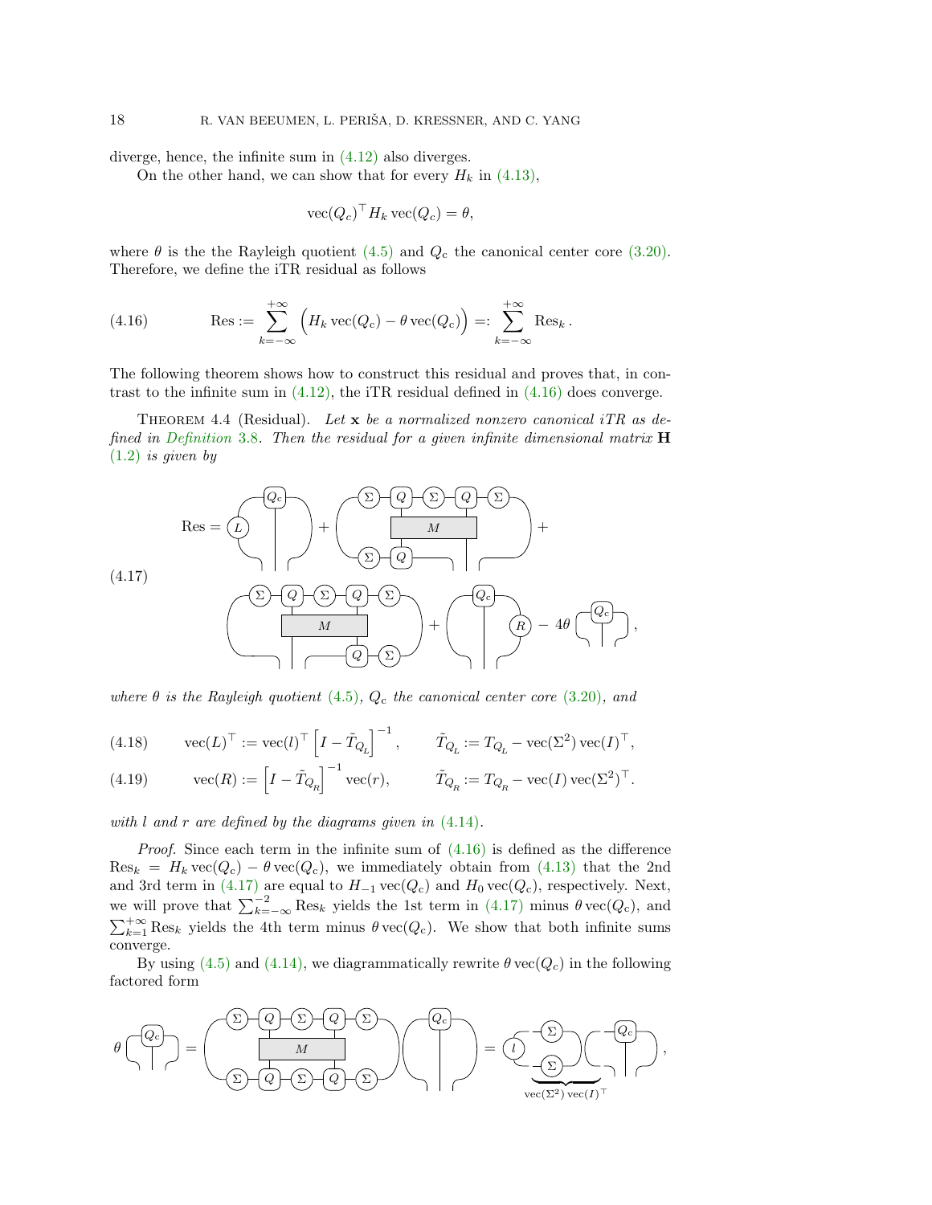diverge, hence, the infinite sum in (4.12) also diverges.

On the other hand, we can show that for every $H_k$ in (4.13),

$$\operatorname{vec}(Q_c)^\top H_k \operatorname{vec}(Q_c) = \theta,$$

where $\theta$ is the the Rayleigh quotient (4.5) and $Q_c$ the canonical center core (3.20). Therefore, we define the iTR residual as follows

$$\text{Res} := \sum_{k=-\infty}^{+\infty} \Big( H_k \operatorname{vec}(Q_c) - \theta \operatorname{vec}(Q_c) \Big) =: \sum_{k=-\infty}^{+\infty} \text{Res}_k \,. \tag{4.16}$$

The following theorem shows how to construct this residual and proves that, in contrast to the infinite sum in (4.12), the iTR residual defined in (4.16) does converge.

Theorem 4.4 (Residual). *Let $\mathbf{x}$ be a normalized nonzero canonical iTR as defined in Definition 3.8. Then the residual for a given infinite dimensional matrix $\mathbf{H}$ (1.2) is given by*

(4.17) Res = [diagram: $L$ contracted with $Q_c$] + [diagram: $\Sigma$–$Q$–$\Sigma$–$Q$–$\Sigma$ over $M$, with $\Sigma$–$Q$ below] + [diagram: $\Sigma$–$Q$–$\Sigma$–$Q$–$\Sigma$ over $M$, with $Q$–$\Sigma$ below] + [diagram: $Q_c$ contracted with $R$] $- \, 4\theta$ [diagram: $Q_c$],

*where $\theta$ is the Rayleigh quotient (4.5), $Q_c$ the canonical center core (3.20), and*

$$\operatorname{vec}(L)^\top := \operatorname{vec}(l)^\top \Big[ I - \tilde{T}_{Q_L} \Big]^{-1}, \qquad \tilde{T}_{Q_L} := T_{Q_L} - \operatorname{vec}(\Sigma^2) \operatorname{vec}(I)^\top, \tag{4.18}$$

$$\operatorname{vec}(R) := \Big[ I - \tilde{T}_{Q_R} \Big]^{-1} \operatorname{vec}(r), \qquad \tilde{T}_{Q_R} := T_{Q_R} - \operatorname{vec}(I) \operatorname{vec}(\Sigma^2)^\top. \tag{4.19}$$

*with $l$ and $r$ are defined by the diagrams given in (4.14).*

*Proof.* Since each term in the infinite sum of (4.16) is defined as the difference $\text{Res}_k = H_k \operatorname{vec}(Q_c) - \theta \operatorname{vec}(Q_c)$, we immediately obtain from (4.13) that the 2nd and 3rd term in (4.17) are equal to $H_{-1} \operatorname{vec}(Q_c)$ and $H_0 \operatorname{vec}(Q_c)$, respectively. Next, we will prove that $\sum_{k=-\infty}^{-2} \text{Res}_k$ yields the 1st term in (4.17) minus $\theta \operatorname{vec}(Q_c)$, and $\sum_{k=1}^{+\infty} \text{Res}_k$ yields the 4th term minus $\theta \operatorname{vec}(Q_c)$. We show that both infinite sums converge.

By using (4.5) and (4.14), we diagrammatically rewrite $\theta \operatorname{vec}(Q_c)$ in the following factored form

$\theta$ [diagram: $Q_c$] = [diagram: $\Sigma$–$Q$–$\Sigma$–$Q$–$\Sigma$ over $M$ over $\Sigma$–$Q$–$\Sigma$–$Q$–$\Sigma$] [diagram: $Q_c$] = [diagram: $l$ with two $\Sigma$] [diagram: $Q_c$],

where the $l$–$\Sigma$ part is underbraced as $\operatorname{vec}(\Sigma^2) \operatorname{vec}(I)^\top$.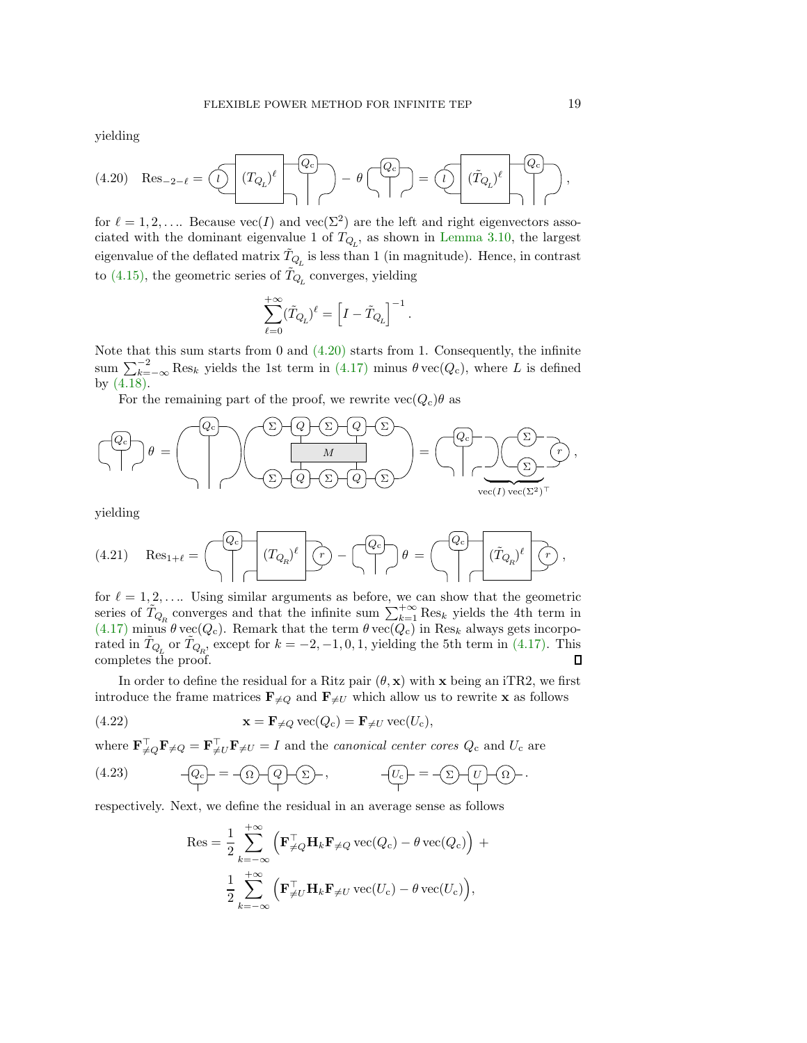yielding

(4.20) $\quad \mathrm{Res}_{-2-\ell} = $ [tensor network diagram: $l$ — $(T_{Q_L})^\ell$ — $Q_c$] $- \theta$ [tensor network diagram: $Q_c$] $=$ [tensor network diagram: $l$ — $(\tilde{T}_{Q_L})^\ell$ — $Q_c$],

for $\ell = 1, 2, \ldots$. Because $\mathrm{vec}(I)$ and $\mathrm{vec}(\Sigma^2)$ are the left and right eigenvectors associated with the dominant eigenvalue 1 of $T_{Q_L}$, as shown in Lemma 3.10, the largest eigenvalue of the deflated matrix $\tilde{T}_{Q_L}$ is less than 1 (in magnitude). Hence, in contrast to (4.15), the geometric series of $\tilde{T}_{Q_L}$ converges, yielding

$$\sum_{\ell=0}^{+\infty} (\tilde{T}_{Q_L})^\ell = \left[ I - \tilde{T}_{Q_L} \right]^{-1}.$$

Note that this sum starts from 0 and (4.20) starts from 1. Consequently, the infinite sum $\sum_{k=-\infty}^{-2} \mathrm{Res}_k$ yields the 1st term in (4.17) minus $\theta \, \mathrm{vec}(Q_c)$, where $L$ is defined by (4.18).

For the remaining part of the proof, we rewrite $\mathrm{vec}(Q_c)\theta$ as

[tensor network diagram: $Q_c$] $\theta =$ [tensor network diagram: $Q_c$ with $\Sigma$ — $Q$ — $\Sigma$ — $Q$ — $\Sigma$ / $M$ / $\Sigma$ — $Q$ — $\Sigma$ — $Q$ — $\Sigma$] $=$ [tensor network diagram: $Q_c$ with $\Sigma$, $r$, $\Sigma$; underbrace $\mathrm{vec}(I)\,\mathrm{vec}(\Sigma^2)^\top$],

yielding

(4.21) $\quad \mathrm{Res}_{1+\ell} = $ [tensor network diagram: $Q_c$ — $(T_{Q_R})^\ell$ — $r$] $-$ [tensor network diagram: $Q_c$] $\theta =$ [tensor network diagram: $Q_c$ — $(\tilde{T}_{Q_R})^\ell$ — $r$],

for $\ell = 1, 2, \ldots$. Using similar arguments as before, we can show that the geometric series of $\tilde{T}_{Q_R}$ converges and that the infinite sum $\sum_{k=1}^{+\infty} \mathrm{Res}_k$ yields the 4th term in (4.17) minus $\theta \, \mathrm{vec}(Q_c)$. Remark that the term $\theta \, \mathrm{vec}(Q_c)$ in $\mathrm{Res}_k$ always gets incorporated in $\tilde{T}_{Q_L}$ or $\tilde{T}_{Q_R}$, except for $k = -2, -1, 0, 1$, yielding the 5th term in (4.17). This completes the proof. ∎

In order to define the residual for a Ritz pair $(\theta, \mathbf{x})$ with $\mathbf{x}$ being an iTR2, we first introduce the frame matrices $\mathbf{F}_{\neq Q}$ and $\mathbf{F}_{\neq U}$ which allow us to rewrite $\mathbf{x}$ as follows

$$\mathbf{x} = \mathbf{F}_{\neq Q} \, \mathrm{vec}(Q_c) = \mathbf{F}_{\neq U} \, \mathrm{vec}(U_c), \tag{4.22}$$

where $\mathbf{F}_{\neq Q}^\top \mathbf{F}_{\neq Q} = \mathbf{F}_{\neq U}^\top \mathbf{F}_{\neq U} = I$ and the *canonical center cores* $Q_c$ and $U_c$ are

(4.23) $\quad$ [$Q_c$] $=$ [$\Omega$ — $Q$ — $\Sigma$], $\qquad$ [$U_c$] $=$ [$\Sigma$ — $U$ — $\Omega$].

respectively. Next, we define the residual in an average sense as follows

$$\mathrm{Res} = \frac{1}{2} \sum_{k=-\infty}^{+\infty} \Big( \mathbf{F}_{\neq Q}^\top \mathbf{H}_k \mathbf{F}_{\neq Q} \, \mathrm{vec}(Q_c) - \theta \, \mathrm{vec}(Q_c) \Big) \; +$$
$$\frac{1}{2} \sum_{k=-\infty}^{+\infty} \Big( \mathbf{F}_{\neq U}^\top \mathbf{H}_k \mathbf{F}_{\neq U} \, \mathrm{vec}(U_c) - \theta \, \mathrm{vec}(U_c) \Big),$$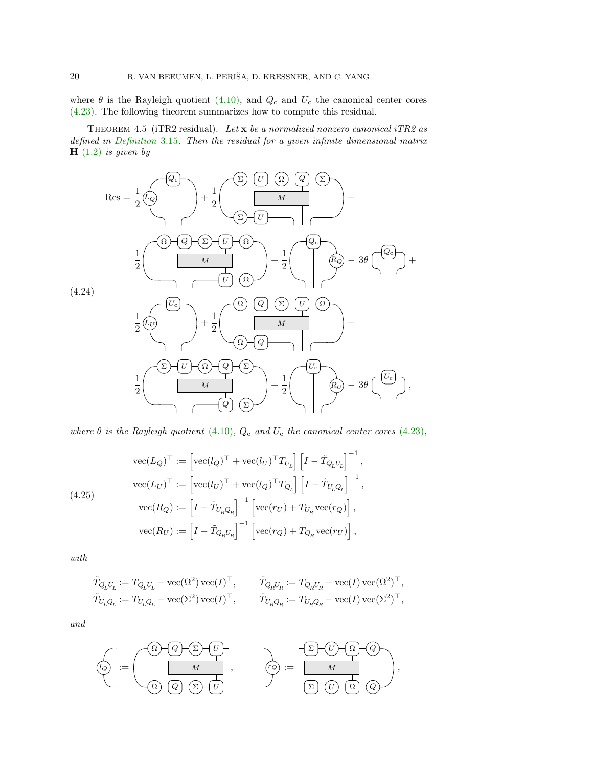where $\theta$ is the Rayleigh quotient (4.10), and $Q_c$ and $U_c$ the canonical center cores (4.23). The following theorem summarizes how to compute this residual.

THEOREM 4.5 (iTR2 residual). *Let* $\mathbf{x}$ *be a normalized nonzero canonical iTR2 as defined in Definition 3.15. Then the residual for a given infinite dimensional matrix* $\mathbf{H}$ (1.2) *is given by*

(4.24)

Res $= \frac{1}{2}$ [$L_Q$, $Q_c$] $+ \frac{1}{2}$ [$\Sigma$, $U$, $\Omega$, $Q$, $\Sigma$; $M$; $\Sigma$, $U$] $+$

$\frac{1}{2}$ [$\Omega$, $Q$, $\Sigma$, $U$, $\Omega$; $M$; $U$, $\Omega$] $+ \frac{1}{2}$ [$Q_c$, $R_Q$] $- 3\theta$ [$Q_c$] $+$

$\frac{1}{2}$ [$L_U$, $U_c$] $+ \frac{1}{2}$ [$\Omega$, $Q$, $\Sigma$, $U$, $\Omega$; $M$; $\Omega$, $Q$] $+$

$\frac{1}{2}$ [$\Sigma$, $U$, $\Omega$, $Q$, $\Sigma$; $M$; $Q$, $\Sigma$] $+ \frac{1}{2}$ [$U_c$, $R_U$] $- 3\theta$ [$U_c$],

*where* $\theta$ *is the Rayleigh quotient (4.10),* $Q_c$ *and* $U_c$ *the canonical center cores (4.23),*

$$
\begin{aligned}
\operatorname{vec}(L_Q)^\top &:= \left[\operatorname{vec}(l_Q)^\top + \operatorname{vec}(l_U)^\top T_{U_L}\right]\left[I - \tilde{T}_{Q_L U_L}\right]^{-1}, \\
\operatorname{vec}(L_U)^\top &:= \left[\operatorname{vec}(l_U)^\top + \operatorname{vec}(l_Q)^\top T_{Q_L}\right]\left[I - \tilde{T}_{U_L Q_L}\right]^{-1}, \\
\operatorname{vec}(R_Q) &:= \left[I - \tilde{T}_{U_R Q_R}\right]^{-1}\left[\operatorname{vec}(r_U) + T_{U_R}\operatorname{vec}(r_Q)\right], \\
\operatorname{vec}(R_U) &:= \left[I - \tilde{T}_{Q_R U_R}\right]^{-1}\left[\operatorname{vec}(r_Q) + T_{Q_R}\operatorname{vec}(r_U)\right],
\end{aligned}
\tag{4.25}
$$

*with*

$$
\tilde{T}_{Q_L U_L} := T_{Q_L U_L} - \operatorname{vec}(\Omega^2)\operatorname{vec}(I)^\top, \qquad \tilde{T}_{Q_R U_R} := T_{Q_R U_R} - \operatorname{vec}(I)\operatorname{vec}(\Omega^2)^\top,
$$
$$
\tilde{T}_{U_L Q_L} := T_{U_L Q_L} - \operatorname{vec}(\Sigma^2)\operatorname{vec}(I)^\top, \qquad \tilde{T}_{U_R Q_R} := T_{U_R Q_R} - \operatorname{vec}(I)\operatorname{vec}(\Sigma^2)^\top,
$$

*and*

[$l_Q$] $:=$ [$\Omega$, $Q$, $\Sigma$, $U$; $M$; $\Omega$, $Q$, $\Sigma$, $U$], $\qquad$ [$r_Q$] $:=$ [$\Sigma$, $U$, $\Omega$, $Q$; $M$; $\Sigma$, $U$, $\Omega$, $Q$],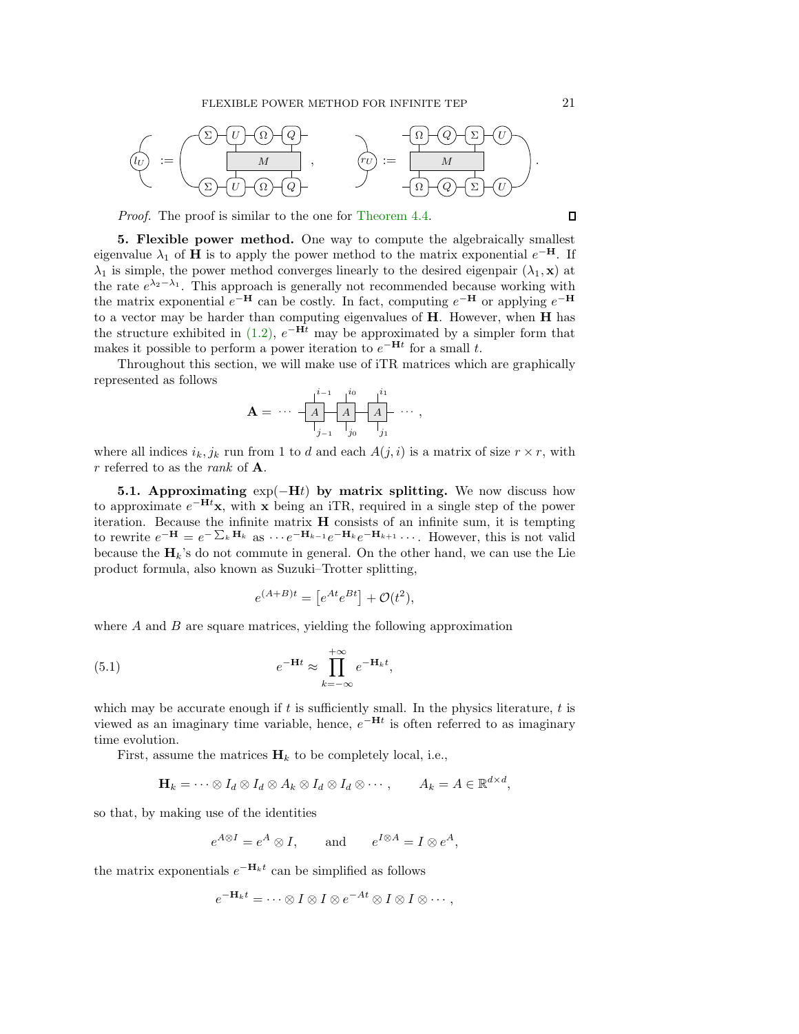Proof. The proof is similar to the one for Theorem 4.4. ◻

**5. Flexible power method.** One way to compute the algebraically smallest eigenvalue $\lambda_1$ of $\mathbf{H}$ is to apply the power method to the matrix exponential $e^{-\mathbf{H}}$. If $\lambda_1$ is simple, the power method converges linearly to the desired eigenpair $(\lambda_1, \mathbf{x})$ at the rate $e^{\lambda_2 - \lambda_1}$. This approach is generally not recommended because working with the matrix exponential $e^{-\mathbf{H}}$ can be costly. In fact, computing $e^{-\mathbf{H}}$ or applying $e^{-\mathbf{H}}$ to a vector may be harder than computing eigenvalues of $\mathbf{H}$. However, when $\mathbf{H}$ has the structure exhibited in (1.2), $e^{-\mathbf{H}t}$ may be approximated by a simpler form that makes it possible to perform a power iteration to $e^{-\mathbf{H}t}$ for a small $t$.

Throughout this section, we will make use of iTR matrices which are graphically represented as follows

$$\mathbf{A} = \cdots \; A \; A \; A \; \cdots,$$

where all indices $i_k, j_k$ run from 1 to $d$ and each $A(j,i)$ is a matrix of size $r \times r$, with $r$ referred to as the *rank* of $\mathbf{A}$.

**5.1. Approximating $\exp(-\mathbf{H}t)$ by matrix splitting.** We now discuss how to approximate $e^{-\mathbf{H}t}\mathbf{x}$, with $\mathbf{x}$ being an iTR, required in a single step of the power iteration. Because the infinite matrix $\mathbf{H}$ consists of an infinite sum, it is tempting to rewrite $e^{-\mathbf{H}} = e^{-\sum_k \mathbf{H}_k}$ as $\cdots e^{-\mathbf{H}_{k-1}} e^{-\mathbf{H}_k} e^{-\mathbf{H}_{k+1}} \cdots$. However, this is not valid because the $\mathbf{H}_k$'s do not commute in general. On the other hand, we can use the Lie product formula, also known as Suzuki–Trotter splitting,

$$e^{(A+B)t} = \left[e^{At}e^{Bt}\right] + \mathcal{O}(t^2),$$

where $A$ and $B$ are square matrices, yielding the following approximation

$$e^{-\mathbf{H}t} \approx \prod_{k=-\infty}^{+\infty} e^{-\mathbf{H}_k t}, \tag{5.1}$$

which may be accurate enough if $t$ is sufficiently small. In the physics literature, $t$ is viewed as an imaginary time variable, hence, $e^{-\mathbf{H}t}$ is often referred to as imaginary time evolution.

First, assume the matrices $\mathbf{H}_k$ to be completely local, i.e.,

$$\mathbf{H}_k = \cdots \otimes I_d \otimes I_d \otimes A_k \otimes I_d \otimes I_d \otimes \cdots, \qquad A_k = A \in \mathbb{R}^{d \times d},$$

so that, by making use of the identities

$$e^{A \otimes I} = e^A \otimes I, \qquad \text{and} \qquad e^{I \otimes A} = I \otimes e^A,$$

the matrix exponentials $e^{-\mathbf{H}_k t}$ can be simplified as follows

$$e^{-\mathbf{H}_k t} = \cdots \otimes I \otimes I \otimes e^{-At} \otimes I \otimes I \otimes \cdots,$$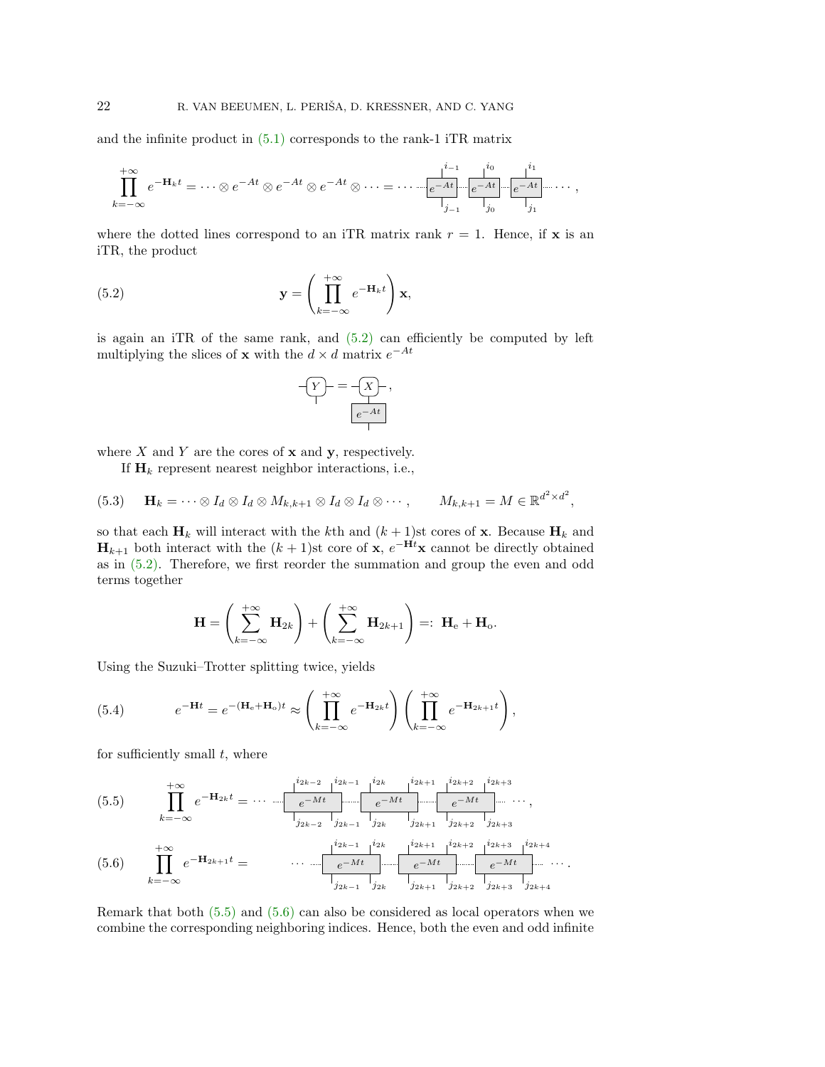and the infinite product in (5.1) corresponds to the rank-1 iTR matrix

$$\prod_{k=-\infty}^{+\infty} e^{-\mathbf{H}_k t} = \cdots \otimes e^{-At} \otimes e^{-At} \otimes e^{-At} \otimes \cdots = \cdots \; e^{-At} \; e^{-At} \; e^{-At} \; \cdots,$$

where the dotted lines correspond to an iTR matrix rank $r = 1$. Hence, if $\mathbf{x}$ is an iTR, the product

$$\mathbf{y} = \left( \prod_{k=-\infty}^{+\infty} e^{-\mathbf{H}_k t} \right) \mathbf{x}, \tag{5.2}$$

is again an iTR of the same rank, and (5.2) can efficiently be computed by left multiplying the slices of $\mathbf{x}$ with the $d \times d$ matrix $e^{-At}$

$$Y = X \cdot e^{-At},$$

where $X$ and $Y$ are the cores of $\mathbf{x}$ and $\mathbf{y}$, respectively.

If $\mathbf{H}_k$ represent nearest neighbor interactions, i.e.,

$$\mathbf{H}_k = \cdots \otimes I_d \otimes I_d \otimes M_{k,k+1} \otimes I_d \otimes I_d \otimes \cdots, \qquad M_{k,k+1} = M \in \mathbb{R}^{d^2 \times d^2}, \tag{5.3}$$

so that each $\mathbf{H}_k$ will interact with the $k$th and $(k+1)$st cores of $\mathbf{x}$. Because $\mathbf{H}_k$ and $\mathbf{H}_{k+1}$ both interact with the $(k+1)$st core of $\mathbf{x}$, $e^{-\mathbf{H}t}\mathbf{x}$ cannot be directly obtained as in (5.2). Therefore, we first reorder the summation and group the even and odd terms together

$$\mathbf{H} = \left( \sum_{k=-\infty}^{+\infty} \mathbf{H}_{2k} \right) + \left( \sum_{k=-\infty}^{+\infty} \mathbf{H}_{2k+1} \right) =: \mathbf{H}_{\mathrm{e}} + \mathbf{H}_{\mathrm{o}}.$$

Using the Suzuki–Trotter splitting twice, yields

$$e^{-\mathbf{H}t} = e^{-(\mathbf{H}_{\mathrm{e}} + \mathbf{H}_{\mathrm{o}})t} \approx \left( \prod_{k=-\infty}^{+\infty} e^{-\mathbf{H}_{2k} t} \right) \left( \prod_{k=-\infty}^{+\infty} e^{-\mathbf{H}_{2k+1} t} \right), \tag{5.4}$$

for sufficiently small $t$, where

$$\prod_{k=-\infty}^{+\infty} e^{-\mathbf{H}_{2k} t} = \cdots \; e^{-Mt}_{(2k-2,\,2k-1)} \; e^{-Mt}_{(2k,\,2k+1)} \; e^{-Mt}_{(2k+2,\,2k+3)} \; \cdots, \tag{5.5}$$

$$\prod_{k=-\infty}^{+\infty} e^{-\mathbf{H}_{2k+1} t} = \cdots \; e^{-Mt}_{(2k-1,\,2k)} \; e^{-Mt}_{(2k+1,\,2k+2)} \; e^{-Mt}_{(2k+3,\,2k+4)} \; \cdots. \tag{5.6}$$

Remark that both (5.5) and (5.6) can also be considered as local operators when we combine the corresponding neighboring indices. Hence, both the even and odd infinite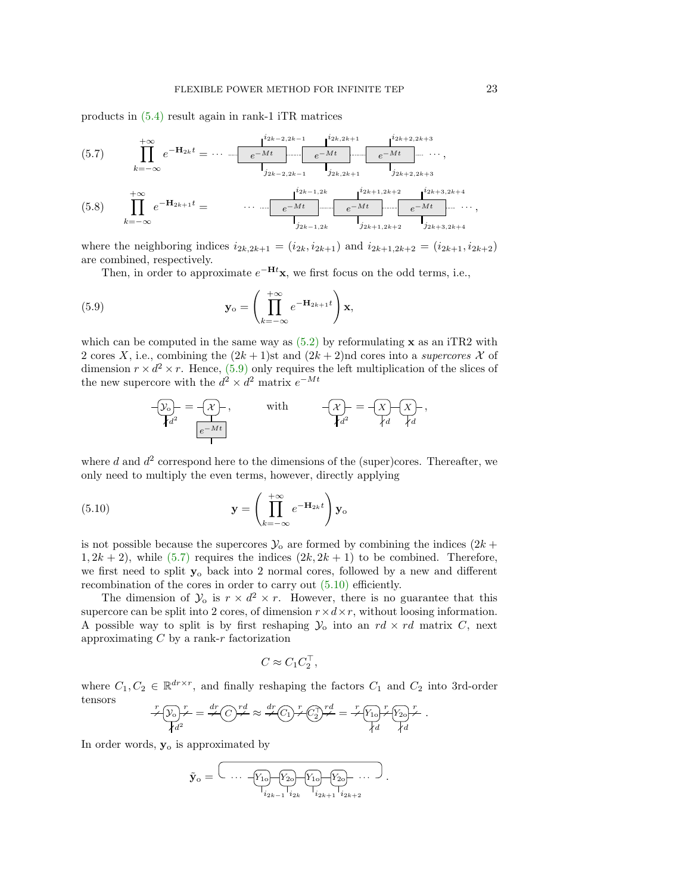products in (5.4) result again in rank-1 iTR matrices

$$
\prod_{k=-\infty}^{+\infty} e^{-\mathbf{H}_{2k}t} = \cdots \; e^{-Mt} \; e^{-Mt} \; e^{-Mt} \; \cdots, \tag{5.7}
$$

with upper indices $i_{2k-2,2k-1}$, $i_{2k,2k+1}$, $i_{2k+2,2k+3}$ and lower indices $j_{2k-2,2k-1}$, $j_{2k,2k+1}$, $j_{2k+2,2k+3}$,

$$
\prod_{k=-\infty}^{+\infty} e^{-\mathbf{H}_{2k+1}t} = \cdots \; e^{-Mt} \; e^{-Mt} \; e^{-Mt} \; \cdots, \tag{5.8}
$$

with upper indices $i_{2k-1,2k}$, $i_{2k+1,2k+2}$, $i_{2k+3,2k+4}$ and lower indices $j_{2k-1,2k}$, $j_{2k+1,2k+2}$, $j_{2k+3,2k+4}$,

where the neighboring indices $i_{2k,2k+1} = (i_{2k}, i_{2k+1})$ and $i_{2k+1,2k+2} = (i_{2k+1}, i_{2k+2})$ are combined, respectively.

Then, in order to approximate $e^{-\mathbf{H}t}\mathbf{x}$, we first focus on the odd terms, i.e.,

$$
\mathbf{y}_{\mathrm{o}} = \left( \prod_{k=-\infty}^{+\infty} e^{-\mathbf{H}_{2k+1}t} \right) \mathbf{x}, \tag{5.9}
$$

which can be computed in the same way as (5.2) by reformulating $\mathbf{x}$ as an iTR2 with 2 cores $X$, i.e., combining the $(2k+1)$st and $(2k+2)$nd cores into a *supercores* $\mathcal{X}$ of dimension $r \times d^2 \times r$. Hence, (5.9) only requires the left multiplication of the slices of the new supercore with the $d^2 \times d^2$ matrix $e^{-Mt}$

$$
-\mathcal{Y}_{\mathrm{o}}- \,(d^2) = -\mathcal{X}- \text{ contracted with } e^{-Mt}, \qquad \text{with} \qquad -\mathcal{X}- \,(d^2) = -X-X- \,(d,\ d),
$$

where $d$ and $d^2$ correspond here to the dimensions of the (super)cores. Thereafter, we only need to multiply the even terms, however, directly applying

$$
\mathbf{y} = \left( \prod_{k=-\infty}^{+\infty} e^{-\mathbf{H}_{2k}t} \right) \mathbf{y}_{\mathrm{o}} \tag{5.10}
$$

is not possible because the supercores $\mathcal{Y}_{\mathrm{o}}$ are formed by combining the indices $(2k+1, 2k+2)$, while (5.7) requires the indices $(2k, 2k+1)$ to be combined. Therefore, we first need to split $\mathbf{y}_{\mathrm{o}}$ back into 2 normal cores, followed by a new and different recombination of the cores in order to carry out (5.10) efficiently.

The dimension of $\mathcal{Y}_{\mathrm{o}}$ is $r \times d^2 \times r$. However, there is no guarantee that this supercore can be split into 2 cores, of dimension $r \times d \times r$, without loosing information. A possible way to split is by first reshaping $\mathcal{Y}_{\mathrm{o}}$ into an $rd \times rd$ matrix $C$, next approximating $C$ by a rank-$r$ factorization

$$
C \approx C_1 C_2^{\top},
$$

where $C_1, C_2 \in \mathbb{R}^{dr \times r}$, and finally reshaping the factors $C_1$ and $C_2$ into 3rd-order tensors

$$
\overset{r}{-}\mathcal{Y}_{\mathrm{o}}\overset{r}{-}\,(d^2) = \overset{dr}{-}C\overset{rd}{-} \approx \overset{dr}{-}C_1\overset{r}{-}C_2^{\top}\overset{rd}{-} = \overset{r}{-}Y_{1\mathrm{o}}\overset{r}{-}Y_{2\mathrm{o}}\overset{r}{-}\,(d,\ d).
$$

In order words, $\mathbf{y}_{\mathrm{o}}$ is approximated by

$$
\tilde{\mathbf{y}}_{\mathrm{o}} = \cdots -Y_{1\mathrm{o}}-Y_{2\mathrm{o}}-Y_{1\mathrm{o}}-Y_{2\mathrm{o}}- \cdots \quad (i_{2k-1},\ i_{2k},\ i_{2k+1},\ i_{2k+2}).
$$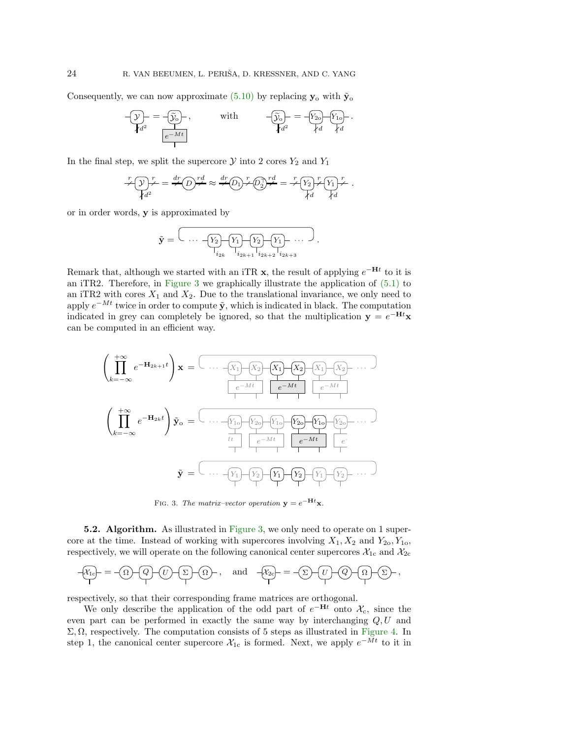Consequently, we can now approximate (5.10) by replacing $\mathbf{y}_\text{o}$ with $\tilde{\mathbf{y}}_\text{o}$

$$-\mathcal{Y}- = -\widetilde{\mathcal{Y}}_\text{o}- \cdot e^{-Mt}, \qquad \text{with} \qquad -\widetilde{\mathcal{Y}}_\text{o}- = -Y_{2\text{o}}-Y_{1\text{o}}- .$$

In the final step, we split the supercore $\mathcal{Y}$ into 2 cores $Y_2$ and $Y_1$

$$\overset{r}{-}\mathcal{Y}\overset{r}{-} = \overset{dr}{-}D\overset{rd}{-} \approx \overset{dr}{-}D_1\overset{r}{-}D_2^T\overset{rd}{-} = \overset{r}{-}Y_2\overset{r}{-}Y_1\overset{r}{-} .$$

or in order words, $\mathbf{y}$ is approximated by

$$\tilde{\mathbf{y}} = \left( \cdots -Y_2-Y_1-Y_2-Y_1- \cdots \right)_{i_{2k}\, i_{2k+1}\, i_{2k+2}\, i_{2k+3}} .$$

Remark that, although we started with an iTR $\mathbf{x}$, the result of applying $e^{-\mathbf{H}t}$ to it is an iTR2. Therefore, in Figure 3 we graphically illustrate the application of (5.1) to an iTR2 with cores $X_1$ and $X_2$. Due to the translational invariance, we only need to apply $e^{-Mt}$ twice in order to compute $\tilde{\mathbf{y}}$, which is indicated in black. The computation indicated in grey can completely be ignored, so that the multiplication $\mathbf{y} = e^{-\mathbf{H}t}\mathbf{x}$ can be computed in an efficient way.

$$\left(\prod_{k=-\infty}^{+\infty} e^{-\mathbf{H}_{2k+1}t}\right)\mathbf{x} = \left( \cdots X_1 X_2 X_1 X_2 X_1 X_2 \cdots \right)$$

$$\left(\prod_{k=-\infty}^{+\infty} e^{-\mathbf{H}_{2k}t}\right)\tilde{\mathbf{y}}_\text{o} = \left( \cdots Y_{1\text{o}} Y_{2\text{o}} Y_{1\text{o}} Y_{2\text{o}} Y_{1\text{o}} Y_{2\text{o}} \cdots \right)$$

$$\tilde{\mathbf{y}} = \left( \cdots Y_1 Y_2 Y_1 Y_2 Y_1 Y_2 \cdots \right)$$

FIG. 3. *The matrix–vector operation* $\mathbf{y} = e^{-\mathbf{H}t}\mathbf{x}$.

**5.2. Algorithm.** As illustrated in Figure 3, we only need to operate on 1 supercore at the time. Instead of working with supercores involving $X_1, X_2$ and $Y_{2\text{o}}, Y_{1\text{o}}$, respectively, we will operate on the following canonical center supercores $\mathcal{X}_{1\text{c}}$ and $\mathcal{X}_{2\text{c}}$

$$-\mathcal{X}_{1\text{c}}- = -\Omega-Q-U-\Sigma-\Omega-, \quad \text{and} \quad -\mathcal{X}_{2\text{c}}- = -\Sigma-U-Q-\Omega-\Sigma-,$$

respectively, so that their corresponding frame matrices are orthogonal.

We only describe the application of the odd part of $e^{-\mathbf{H}t}$ onto $\mathcal{X}_\text{c}$, since the even part can be performed in exactly the same way by interchanging $Q, U$ and $\Sigma, \Omega$, respectively. The computation consists of 5 steps as illustrated in Figure 4. In step 1, the canonical center supercore $\mathcal{X}_{1\text{c}}$ is formed. Next, we apply $e^{-Mt}$ to it in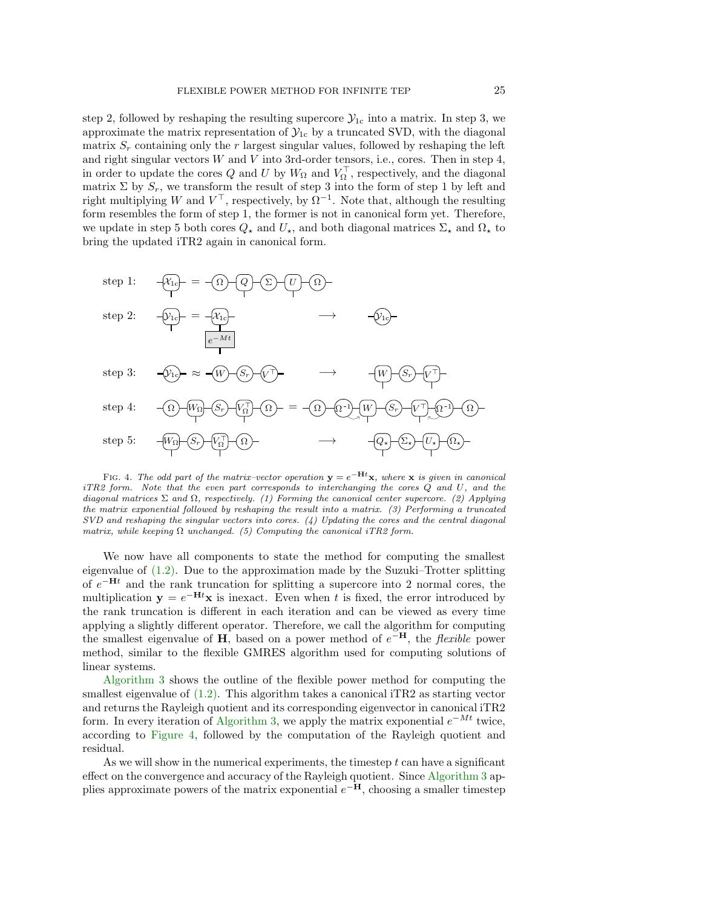step 2, followed by reshaping the resulting supercore $\mathcal{Y}_{1c}$ into a matrix. In step 3, we approximate the matrix representation of $\mathcal{Y}_{1c}$ by a truncated SVD, with the diagonal matrix $S_r$ containing only the $r$ largest singular values, followed by reshaping the left and right singular vectors $W$ and $V$ into 3rd-order tensors, i.e., cores. Then in step 4, in order to update the cores $Q$ and $U$ by $W_\Omega$ and $V_\Omega^\top$, respectively, and the diagonal matrix $\Sigma$ by $S_r$, we transform the result of step 3 into the form of step 1 by left and right multiplying $W$ and $V^\top$, respectively, by $\Omega^{-1}$. Note that, although the resulting form resembles the form of step 1, the former is not in canonical form yet. Therefore, we update in step 5 both cores $Q_\star$ and $U_\star$, and both diagonal matrices $\Sigma_\star$ and $\Omega_\star$ to bring the updated iTR2 again in canonical form.

step 1: $\mathcal{X}_{1c} = \Omega\ Q\ \Sigma\ U\ \Omega$

step 2: $\mathcal{Y}_{1c} = \mathcal{X}_{1c}$ with $e^{-Mt}$ $\longrightarrow$ $\mathcal{Y}_{1c}$

step 3: $\mathcal{Y}_{1c} \approx W\ S_r\ V^\top$ $\longrightarrow$ $W\ S_r\ V^\top$

step 4: $\Omega\ W_\Omega\ S_r\ V_\Omega^\top\ \Omega = \Omega\ \Omega^{-1}\ W\ S_r\ V^\top\ \Omega^{-1}\ \Omega$

step 5: $W_\Omega\ S_r\ V_\Omega^\top\ \Omega$ $\longrightarrow$ $Q_\star\ \Sigma_\star\ U_\star\ \Omega_\star$

FIG. 4. *The odd part of the matrix–vector operation $\mathbf{y} = e^{-\mathbf{H}t}\mathbf{x}$, where $\mathbf{x}$ is given in canonical iTR2 form. Note that the even part corresponds to interchanging the cores $Q$ and $U$, and the diagonal matrices $\Sigma$ and $\Omega$, respectively. (1) Forming the canonical center supercore. (2) Applying the matrix exponential followed by reshaping the result into a matrix. (3) Performing a truncated SVD and reshaping the singular vectors into cores. (4) Updating the cores and the central diagonal matrix, while keeping $\Omega$ unchanged. (5) Computing the canonical iTR2 form.*

We now have all components to state the method for computing the smallest eigenvalue of (1.2). Due to the approximation made by the Suzuki–Trotter splitting of $e^{-\mathbf{H}t}$ and the rank truncation for splitting a supercore into 2 normal cores, the multiplication $\mathbf{y} = e^{-\mathbf{H}t}\mathbf{x}$ is inexact. Even when $t$ is fixed, the error introduced by the rank truncation is different in each iteration and can be viewed as every time applying a slightly different operator. Therefore, we call the algorithm for computing the smallest eigenvalue of $\mathbf{H}$, based on a power method of $e^{-\mathbf{H}}$, the *flexible* power method, similar to the flexible GMRES algorithm used for computing solutions of linear systems.

Algorithm 3 shows the outline of the flexible power method for computing the smallest eigenvalue of (1.2). This algorithm takes a canonical iTR2 as starting vector and returns the Rayleigh quotient and its corresponding eigenvector in canonical iTR2 form. In every iteration of Algorithm 3, we apply the matrix exponential $e^{-Mt}$ twice, according to Figure 4, followed by the computation of the Rayleigh quotient and residual.

As we will show in the numerical experiments, the timestep $t$ can have a significant effect on the convergence and accuracy of the Rayleigh quotient. Since Algorithm 3 applies approximate powers of the matrix exponential $e^{-\mathbf{H}}$, choosing a smaller timestep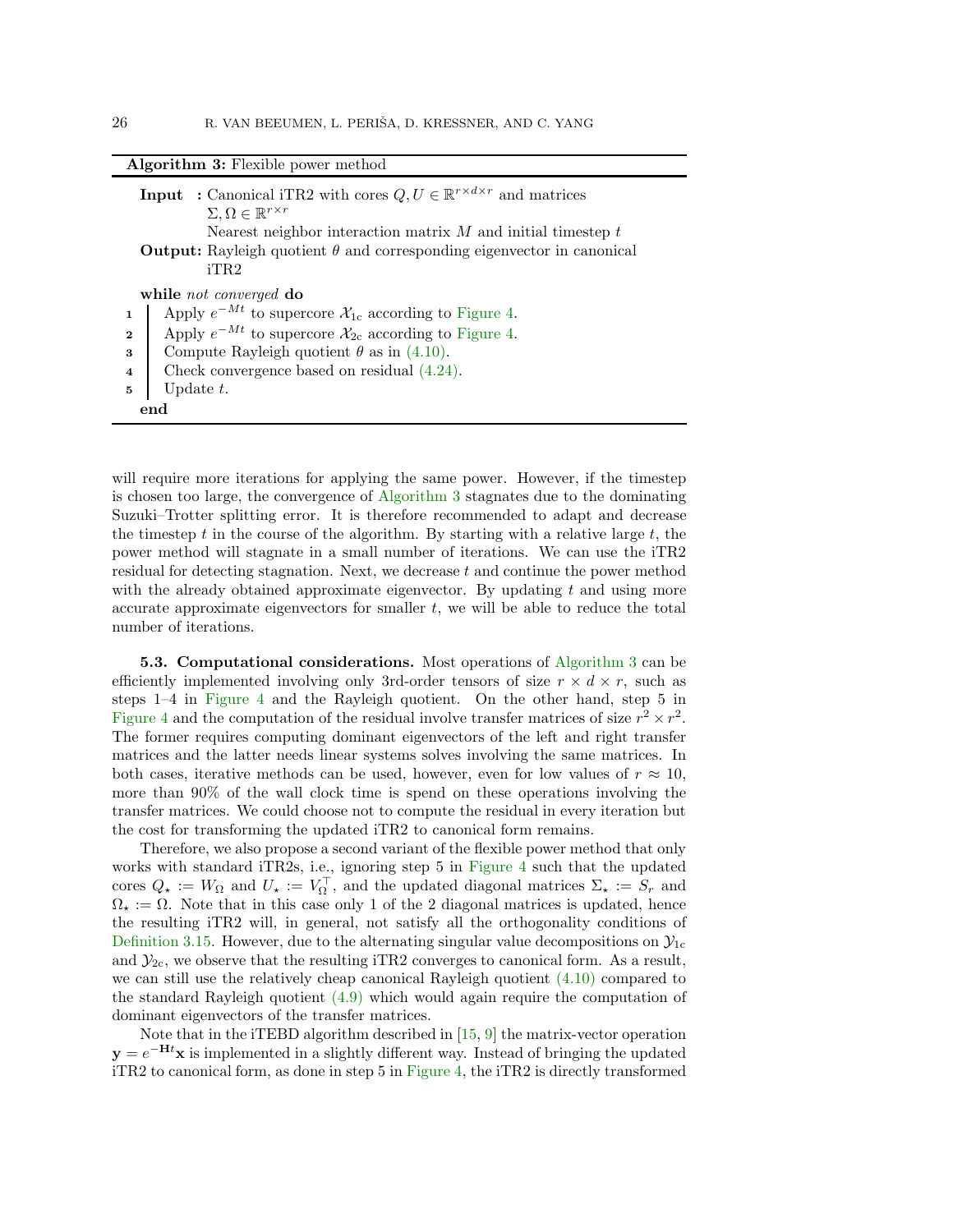**Algorithm 3:** Flexible power method

**Input :** Canonical iTR2 with cores $Q, U \in \mathbb{R}^{r\times d\times r}$ and matrices $\Sigma, \Omega \in \mathbb{R}^{r\times r}$
Nearest neighbor interaction matrix $M$ and initial timestep $t$

**Output:** Rayleigh quotient $\theta$ and corresponding eigenvector in canonical iTR2

**while** *not converged* **do**

1. Apply $e^{-Mt}$ to supercore $\mathcal{X}_{1\mathrm{c}}$ according to Figure 4.
2. Apply $e^{-Mt}$ to supercore $\mathcal{X}_{2\mathrm{c}}$ according to Figure 4.
3. Compute Rayleigh quotient $\theta$ as in (4.10).
4. Check convergence based on residual (4.24).
5. Update $t$.

**end**

will require more iterations for applying the same power. However, if the timestep is chosen too large, the convergence of Algorithm 3 stagnates due to the dominating Suzuki–Trotter splitting error. It is therefore recommended to adapt and decrease the timestep $t$ in the course of the algorithm. By starting with a relative large $t$, the power method will stagnate in a small number of iterations. We can use the iTR2 residual for detecting stagnation. Next, we decrease $t$ and continue the power method with the already obtained approximate eigenvector. By updating $t$ and using more accurate approximate eigenvectors for smaller $t$, we will be able to reduce the total number of iterations.

**5.3. Computational considerations.** Most operations of Algorithm 3 can be efficiently implemented involving only 3rd-order tensors of size $r \times d \times r$, such as steps 1–4 in Figure 4 and the Rayleigh quotient. On the other hand, step 5 in Figure 4 and the computation of the residual involve transfer matrices of size $r^2 \times r^2$. The former requires computing dominant eigenvectors of the left and right transfer matrices and the latter needs linear systems solves involving the same matrices. In both cases, iterative methods can be used, however, even for low values of $r \approx 10$, more than 90% of the wall clock time is spend on these operations involving the transfer matrices. We could choose not to compute the residual in every iteration but the cost for transforming the updated iTR2 to canonical form remains.

Therefore, we also propose a second variant of the flexible power method that only works with standard iTR2s, i.e., ignoring step 5 in Figure 4 such that the updated cores $Q_\star := W_\Omega$ and $U_\star := V_\Omega^\top$, and the updated diagonal matrices $\Sigma_\star := S_r$ and $\Omega_\star := \Omega$. Note that in this case only 1 of the 2 diagonal matrices is updated, hence the resulting iTR2 will, in general, not satisfy all the orthogonality conditions of Definition 3.15. However, due to the alternating singular value decompositions on $\mathcal{Y}_{1\mathrm{c}}$ and $\mathcal{Y}_{2\mathrm{c}}$, we observe that the resulting iTR2 converges to canonical form. As a result, we can still use the relatively cheap canonical Rayleigh quotient (4.10) compared to the standard Rayleigh quotient (4.9) which would again require the computation of dominant eigenvectors of the transfer matrices.

Note that in the iTEBD algorithm described in [15, 9] the matrix-vector operation $\mathbf{y} = e^{-\mathbf{H}t}\mathbf{x}$ is implemented in a slightly different way. Instead of bringing the updated iTR2 to canonical form, as done in step 5 in Figure 4, the iTR2 is directly transformed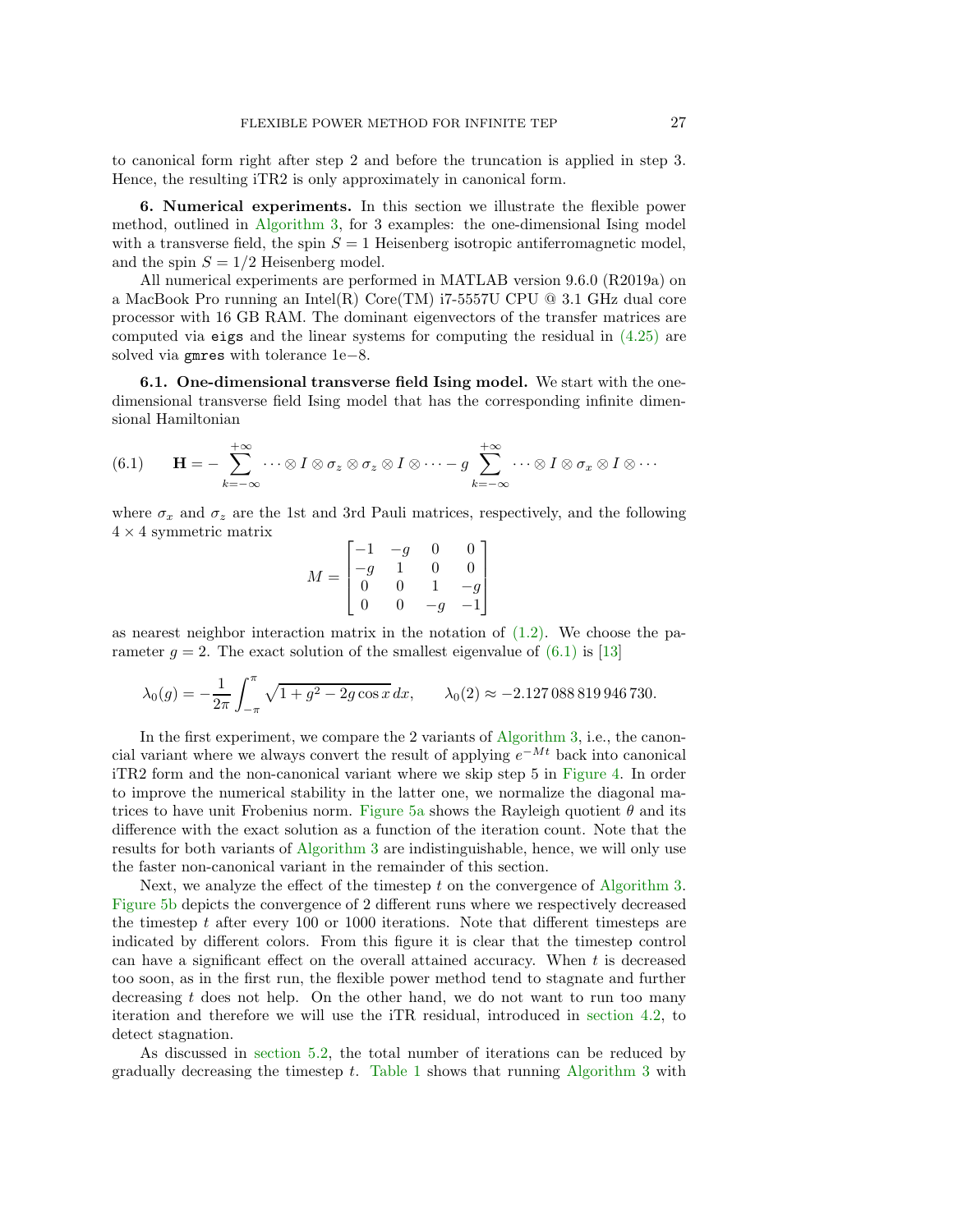to canonical form right after step 2 and before the truncation is applied in step 3. Hence, the resulting iTR2 is only approximately in canonical form.

## 6. Numerical experiments.

In this section we illustrate the flexible power method, outlined in Algorithm 3, for 3 examples: the one-dimensional Ising model with a transverse field, the spin $S = 1$ Heisenberg isotropic antiferromagnetic model, and the spin $S = 1/2$ Heisenberg model.

All numerical experiments are performed in MATLAB version 9.6.0 (R2019a) on a MacBook Pro running an Intel(R) Core(TM) i7-5557U CPU @ 3.1 GHz dual core processor with 16 GB RAM. The dominant eigenvectors of the transfer matrices are computed via `eigs` and the linear systems for computing the residual in (4.25) are solved via `gmres` with tolerance 1e−8.

### 6.1. One-dimensional transverse field Ising model.

We start with the one-dimensional transverse field Ising model that has the corresponding infinite dimensional Hamiltonian

$$\mathbf{H} = -\sum_{k=-\infty}^{+\infty} \cdots \otimes I \otimes \sigma_z \otimes \sigma_z \otimes I \otimes \cdots - g \sum_{k=-\infty}^{+\infty} \cdots \otimes I \otimes \sigma_x \otimes I \otimes \cdots \tag{6.1}$$

where $\sigma_x$ and $\sigma_z$ are the 1st and 3rd Pauli matrices, respectively, and the following $4 \times 4$ symmetric matrix

$$M = \begin{bmatrix} -1 & -g & 0 & 0 \\ -g & 1 & 0 & 0 \\ 0 & 0 & 1 & -g \\ 0 & 0 & -g & -1 \end{bmatrix}$$

as nearest neighbor interaction matrix in the notation of (1.2). We choose the parameter $g = 2$. The exact solution of the smallest eigenvalue of (6.1) is [13]

$$\lambda_0(g) = -\frac{1}{2\pi} \int_{-\pi}^{\pi} \sqrt{1 + g^2 - 2g \cos x}\, dx, \qquad \lambda_0(2) \approx -2.127\,088\,819\,946\,730.$$

In the first experiment, we compare the 2 variants of Algorithm 3, i.e., the canoncial variant where we always convert the result of applying $e^{-Mt}$ back into canonical iTR2 form and the non-canonical variant where we skip step 5 in Figure 4. In order to improve the numerical stability in the latter one, we normalize the diagonal matrices to have unit Frobenius norm. Figure 5a shows the Rayleigh quotient $\theta$ and its difference with the exact solution as a function of the iteration count. Note that the results for both variants of Algorithm 3 are indistinguishable, hence, we will only use the faster non-canonical variant in the remainder of this section.

Next, we analyze the effect of the timestep $t$ on the convergence of Algorithm 3. Figure 5b depicts the convergence of 2 different runs where we respectively decreased the timestep $t$ after every 100 or 1000 iterations. Note that different timesteps are indicated by different colors. From this figure it is clear that the timestep control can have a significant effect on the overall attained accuracy. When $t$ is decreased too soon, as in the first run, the flexible power method tend to stagnate and further decreasing $t$ does not help. On the other hand, we do not want to run too many iteration and therefore we will use the iTR residual, introduced in section 4.2, to detect stagnation.

As discussed in section 5.2, the total number of iterations can be reduced by gradually decreasing the timestep $t$. Table 1 shows that running Algorithm 3 with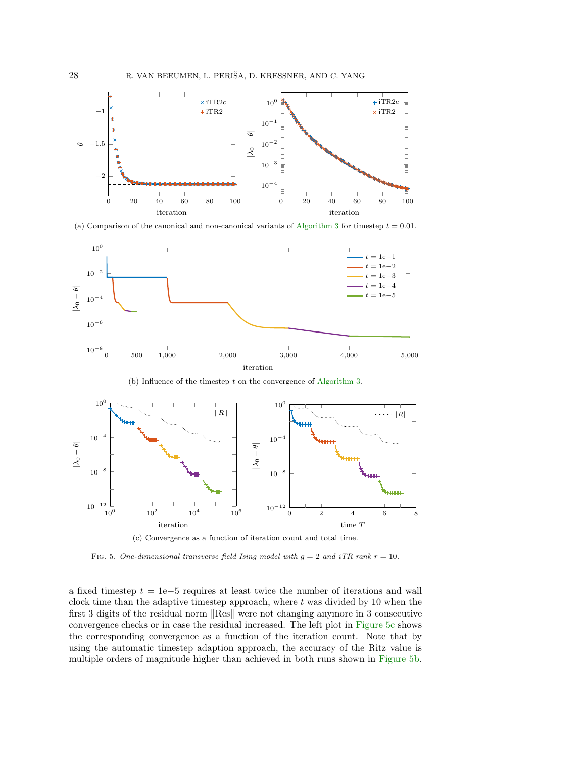iteration

$\theta$

−1

−1.5

−2

0 20 40 60 80 100

× iTR2c
+ iTR2

$|\lambda_0 - \theta|$

$10^0$ $10^{-1}$ $10^{-2}$ $10^{-3}$ $10^{-4}$

0 20 40 60 80 100

iteration

+ iTR2c
× iTR2

(a) Comparison of the canonical and non-canonical variants of Algorithm 3 for timestep $t = 0.01$.

$|\lambda_0 - \theta|$

$10^0$ $10^{-2}$ $10^{-4}$ $10^{-6}$ $10^{-8}$

0 500 1,000 2,000 3,000 4,000 5,000

iteration

$t$ = 1e−1
$t$ = 1e−2
$t$ = 1e−3
$t$ = 1e−4
$t$ = 1e−5

(b) Influence of the timestep $t$ on the convergence of Algorithm 3.

$|\lambda_0 - \theta|$

$10^0$ $10^{-4}$ $10^{-8}$ $10^{-12}$

$10^0$ $10^2$ $10^4$ $10^6$

iteration

$\|R\|$

$|\lambda_0 - \theta|$

$10^0$ $10^{-4}$ $10^{-8}$ $10^{-12}$

0 2 4 6 8

time $T$

$\|R\|$

(c) Convergence as a function of iteration count and total time.

Fig. 5. *One-dimensional transverse field Ising model with $g = 2$ and iTR rank $r = 10$.*

a fixed timestep $t$ = 1e−5 requires at least twice the number of iterations and wall clock time than the adaptive timestep approach, where $t$ was divided by 10 when the first 3 digits of the residual norm $\|\text{Res}\|$ were not changing anymore in 3 consecutive convergence checks or in case the residual increased. The left plot in Figure 5c shows the corresponding convergence as a function of the iteration count. Note that by using the automatic timestep adaption approach, the accuracy of the Ritz value is multiple orders of magnitude higher than achieved in both runs shown in Figure 5b.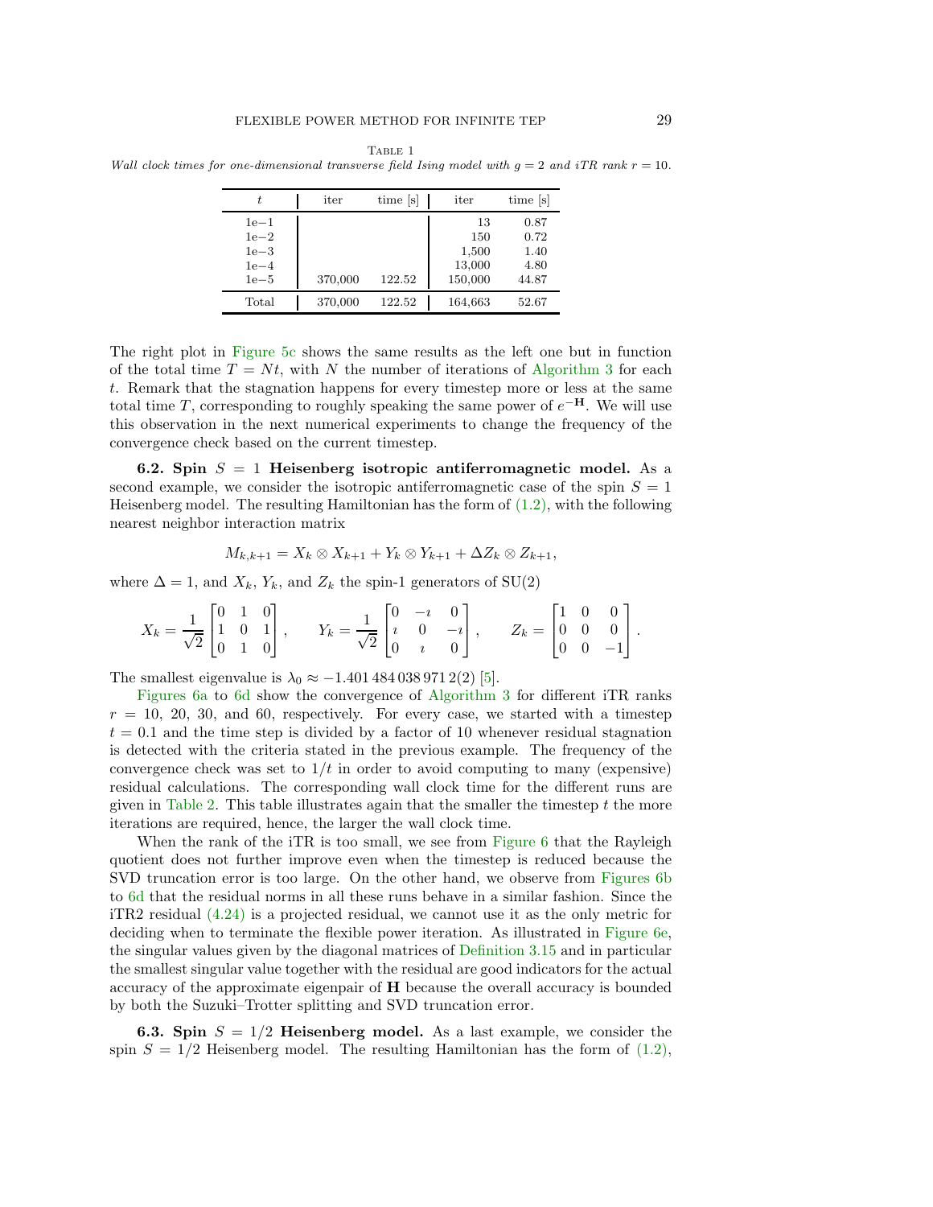Table 1
*Wall clock times for one-dimensional transverse field Ising model with $g = 2$ and iTR rank $r = 10$.*

| $t$ | iter | time [s] | iter | time [s] |
|---|---|---|---|---|
| 1e−1 | | | 13 | 0.87 |
| 1e−2 | | | 150 | 0.72 |
| 1e−3 | | | 1,500 | 1.40 |
| 1e−4 | | | 13,000 | 4.80 |
| 1e−5 | 370,000 | 122.52 | 150,000 | 44.87 |
| Total | 370,000 | 122.52 | 164,663 | 52.67 |

The right plot in Figure 5c shows the same results as the left one but in function of the total time $T = Nt$, with $N$ the number of iterations of Algorithm 3 for each $t$. Remark that the stagnation happens for every timestep more or less at the same total time $T$, corresponding to roughly speaking the same power of $e^{-\mathbf{H}}$. We will use this observation in the next numerical experiments to change the frequency of the convergence check based on the current timestep.

**6.2. Spin $S = 1$ Heisenberg isotropic antiferromagnetic model.** As a second example, we consider the isotropic antiferromagnetic case of the spin $S = 1$ Heisenberg model. The resulting Hamiltonian has the form of (1.2), with the following nearest neighbor interaction matrix

$$M_{k,k+1} = X_k \otimes X_{k+1} + Y_k \otimes Y_{k+1} + \Delta Z_k \otimes Z_{k+1},$$

where $\Delta = 1$, and $X_k$, $Y_k$, and $Z_k$ the spin-1 generators of SU(2)

$$X_k = \frac{1}{\sqrt{2}} \begin{bmatrix} 0 & 1 & 0 \\ 1 & 0 & 1 \\ 0 & 1 & 0 \end{bmatrix}, \qquad Y_k = \frac{1}{\sqrt{2}} \begin{bmatrix} 0 & -\imath & 0 \\ \imath & 0 & -\imath \\ 0 & \imath & 0 \end{bmatrix}, \qquad Z_k = \begin{bmatrix} 1 & 0 & 0 \\ 0 & 0 & 0 \\ 0 & 0 & -1 \end{bmatrix}.$$

The smallest eigenvalue is $\lambda_0 \approx -1.401\,484\,038\,971\,2(2)$ [5].

Figures 6a to 6d show the convergence of Algorithm 3 for different iTR ranks $r = 10$, 20, 30, and 60, respectively. For every case, we started with a timestep $t = 0.1$ and the time step is divided by a factor of 10 whenever residual stagnation is detected with the criteria stated in the previous example. The frequency of the convergence check was set to $1/t$ in order to avoid computing to many (expensive) residual calculations. The corresponding wall clock time for the different runs are given in Table 2. This table illustrates again that the smaller the timestep $t$ the more iterations are required, hence, the larger the wall clock time.

When the rank of the iTR is too small, we see from Figure 6 that the Rayleigh quotient does not further improve even when the timestep is reduced because the SVD truncation error is too large. On the other hand, we observe from Figures 6b to 6d that the residual norms in all these runs behave in a similar fashion. Since the iTR2 residual (4.24) is a projected residual, we cannot use it as the only metric for deciding when to terminate the flexible power iteration. As illustrated in Figure 6e, the singular values given by the diagonal matrices of Definition 3.15 and in particular the smallest singular value together with the residual are good indicators for the actual accuracy of the approximate eigenpair of $\mathbf{H}$ because the overall accuracy is bounded by both the Suzuki–Trotter splitting and SVD truncation error.

**6.3. Spin $S = 1/2$ Heisenberg model.** As a last example, we consider the spin $S = 1/2$ Heisenberg model. The resulting Hamiltonian has the form of (1.2),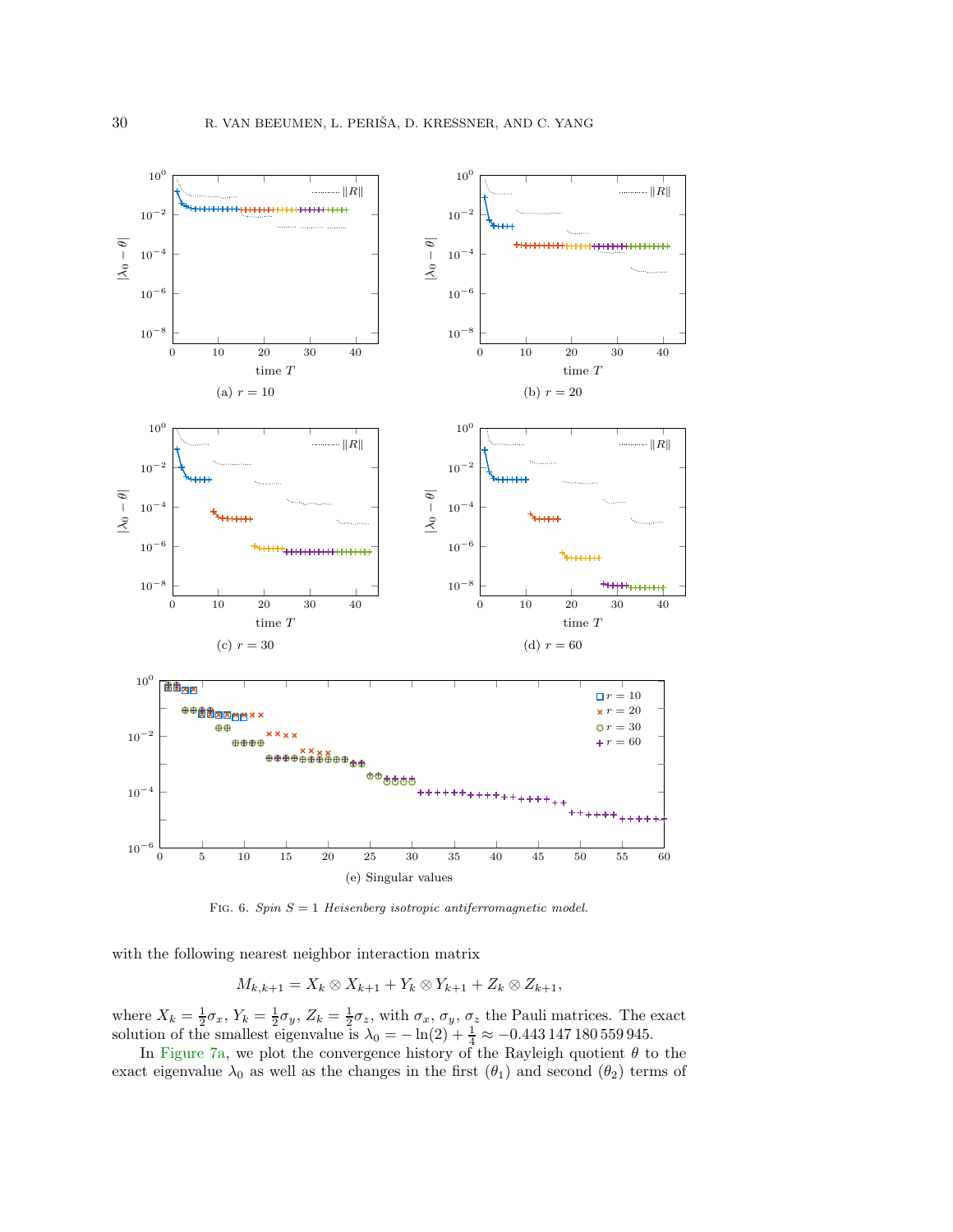(a) $r = 10$

(b) $r = 20$

(c) $r = 30$

(d) $r = 60$

(e) Singular values

FIG. 6. *Spin $S = 1$ Heisenberg isotropic antiferromagnetic model.*

with the following nearest neighbor interaction matrix

$$M_{k,k+1} = X_k \otimes X_{k+1} + Y_k \otimes Y_{k+1} + Z_k \otimes Z_{k+1},$$

where $X_k = \frac{1}{2}\sigma_x$, $Y_k = \frac{1}{2}\sigma_y$, $Z_k = \frac{1}{2}\sigma_z$, with $\sigma_x$, $\sigma_y$, $\sigma_z$ the Pauli matrices. The exact solution of the smallest eigenvalue is $\lambda_0 = -\ln(2) + \frac{1}{4} \approx -0.443\,147\,180\,559\,945$.

In Figure 7a, we plot the convergence history of the Rayleigh quotient $\theta$ to the exact eigenvalue $\lambda_0$ as well as the changes in the first ($\theta_1$) and second ($\theta_2$) terms of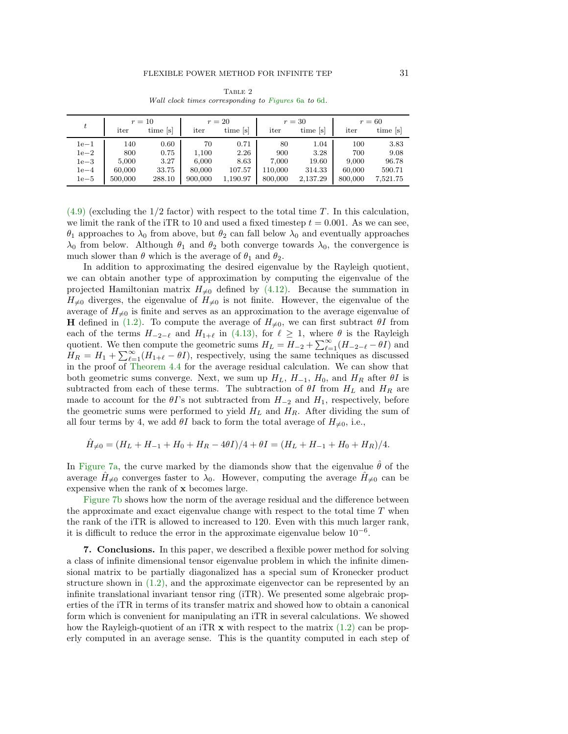Table 2
*Wall clock times corresponding to Figures 6a to 6d.*

| $t$ | $r=10$ | | $r=20$ | | $r=30$ | | $r=60$ | |
|---|---|---|---|---|---|---|---|---|
| | iter | time [s] | iter | time [s] | iter | time [s] | iter | time [s] |
| 1e−1 | 140 | 0.60 | 70 | 0.71 | 80 | 1.04 | 100 | 3.83 |
| 1e−2 | 800 | 0.75 | 1,100 | 2.26 | 900 | 3.28 | 700 | 9.08 |
| 1e−3 | 5,000 | 3.27 | 6,000 | 8.63 | 7,000 | 19.60 | 9,000 | 96.78 |
| 1e−4 | 60,000 | 33.75 | 80,000 | 107.57 | 110,000 | 314.33 | 60,000 | 590.71 |
| 1e−5 | 500,000 | 288.10 | 900,000 | 1,190.97 | 800,000 | 2,137.29 | 800,000 | 7,521.75 |

(4.9) (excluding the 1/2 factor) with respect to the total time $T$. In this calculation, we limit the rank of the iTR to 10 and used a fixed timestep $t = 0.001$. As we can see, $\theta_1$ approaches to $\lambda_0$ from above, but $\theta_2$ can fall below $\lambda_0$ and eventually approaches $\lambda_0$ from below. Although $\theta_1$ and $\theta_2$ both converge towards $\lambda_0$, the convergence is much slower than $\theta$ which is the average of $\theta_1$ and $\theta_2$.

In addition to approximating the desired eigenvalue by the Rayleigh quotient, we can obtain another type of approximation by computing the eigenvalue of the projected Hamiltonian matrix $H_{\neq 0}$ defined by (4.12). Because the summation in $H_{\neq 0}$ diverges, the eigenvalue of $H_{\neq 0}$ is not finite. However, the eigenvalue of the average of $H_{\neq 0}$ is finite and serves as an approximation to the average eigenvalue of $\mathbf{H}$ defined in (1.2). To compute the average of $H_{\neq 0}$, we can first subtract $\theta I$ from each of the terms $H_{-2-\ell}$ and $H_{1+\ell}$ in (4.13), for $\ell \geq 1$, where $\theta$ is the Rayleigh quotient. We then compute the geometric sums $H_L = H_{-2} + \sum_{\ell=1}^{\infty}(H_{-2-\ell} - \theta I)$ and $H_R = H_1 + \sum_{\ell=1}^{\infty}(H_{1+\ell} - \theta I)$, respectively, using the same techniques as discussed in the proof of Theorem 4.4 for the average residual calculation. We can show that both geometric sums converge. Next, we sum up $H_L$, $H_{-1}$, $H_0$, and $H_R$ after $\theta I$ is subtracted from each of these terms. The subtraction of $\theta I$ from $H_L$ and $H_R$ are made to account for the $\theta I$'s not subtracted from $H_{-2}$ and $H_1$, respectively, before the geometric sums were performed to yield $H_L$ and $H_R$. After dividing the sum of all four terms by 4, we add $\theta I$ back to form the total average of $H_{\neq 0}$, i.e.,

$$\hat{H}_{\neq 0} = (H_L + H_{-1} + H_0 + H_R - 4\theta I)/4 + \theta I = (H_L + H_{-1} + H_0 + H_R)/4.$$

In Figure 7a, the curve marked by the diamonds show that the eigenvalue $\hat{\theta}$ of the average $\hat{H}_{\neq 0}$ converges faster to $\lambda_0$. However, computing the average $\hat{H}_{\neq 0}$ can be expensive when the rank of $\mathbf{x}$ becomes large.

Figure 7b shows how the norm of the average residual and the difference between the approximate and exact eigenvalue change with respect to the total time $T$ when the rank of the iTR is allowed to increased to 120. Even with this much larger rank, it is difficult to reduce the error in the approximate eigenvalue below $10^{-6}$.

**7. Conclusions.** In this paper, we described a flexible power method for solving a class of infinite dimensional tensor eigenvalue problem in which the infinite dimensional matrix to be partially diagonalized has a special sum of Kronecker product structure shown in (1.2), and the approximate eigenvector can be represented by an infinite translational invariant tensor ring (iTR). We presented some algebraic properties of the iTR in terms of its transfer matrix and showed how to obtain a canonical form which is convenient for manipulating an iTR in several calculations. We showed how the Rayleigh-quotient of an iTR $\mathbf{x}$ with respect to the matrix (1.2) can be properly computed in an average sense. This is the quantity computed in each step of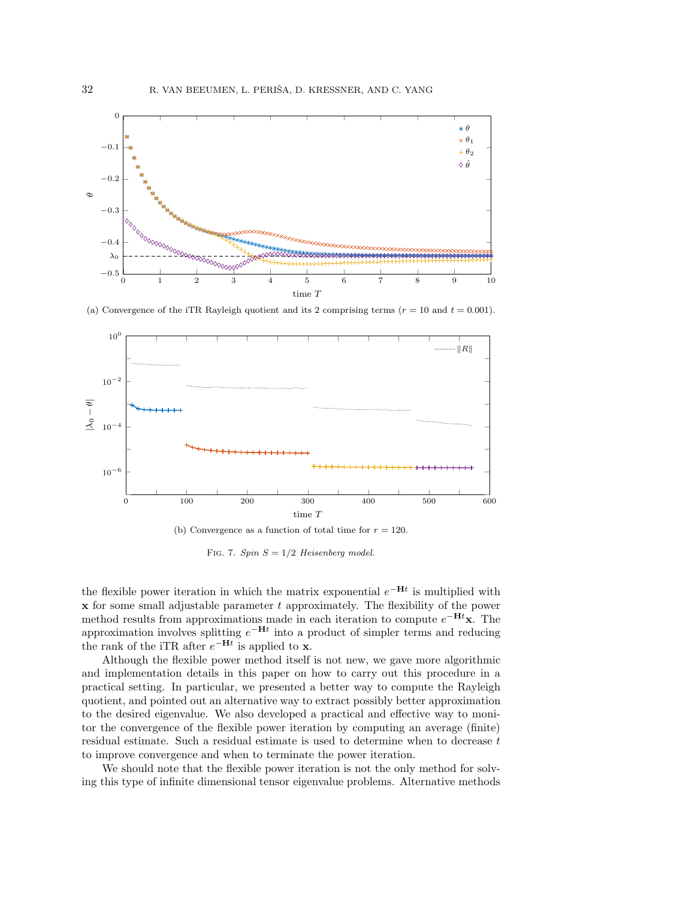0

−0.1

−0.2

−0.3

−0.4

$\lambda_0$

−0.5

$\theta$

0 1 2 3 4 5 6 7 8 9 10

time $T$

$\theta$
$\theta_1$
$\theta_2$
$\hat{\theta}$

(a) Convergence of the iTR Rayleigh quotient and its 2 comprising terms ($r = 10$ and $t = 0.001$).

$10^0$

$10^{-2}$

$10^{-4}$

$10^{-6}$

$|\lambda_0 - \theta|$

0 100 200 300 400 500 600

time $T$

$\|R\|$

(b) Convergence as a function of total time for $r = 120$.

Fig. 7. *Spin $S = 1/2$ Heisenberg model.*

the flexible power iteration in which the matrix exponential $e^{-\mathbf{H}t}$ is multiplied with $\mathbf{x}$ for some small adjustable parameter $t$ approximately. The flexibility of the power method results from approximations made in each iteration to compute $e^{-\mathbf{H}t}\mathbf{x}$. The approximation involves splitting $e^{-\mathbf{H}t}$ into a product of simpler terms and reducing the rank of the iTR after $e^{-\mathbf{H}t}$ is applied to $\mathbf{x}$.

Although the flexible power method itself is not new, we gave more algorithmic and implementation details in this paper on how to carry out this procedure in a practical setting. In particular, we presented a better way to compute the Rayleigh quotient, and pointed out an alternative way to extract possibly better approximation to the desired eigenvalue. We also developed a practical and effective way to monitor the convergence of the flexible power iteration by computing an average (finite) residual estimate. Such a residual estimate is used to determine when to decrease $t$ to improve convergence and when to terminate the power iteration.

We should note that the flexible power iteration is not the only method for solving this type of infinite dimensional tensor eigenvalue problems. Alternative methods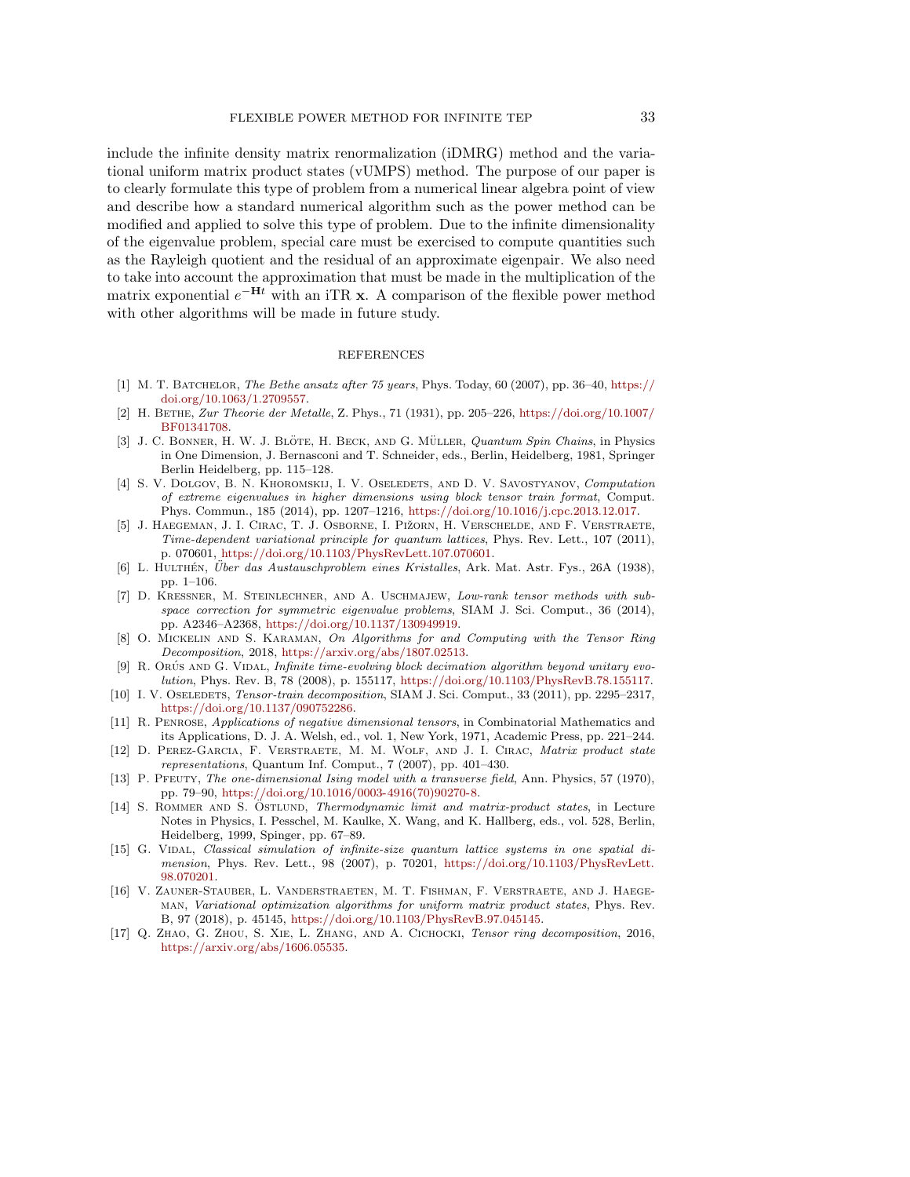include the infinite density matrix renormalization (iDMRG) method and the variational uniform matrix product states (vUMPS) method. The purpose of our paper is to clearly formulate this type of problem from a numerical linear algebra point of view and describe how a standard numerical algorithm such as the power method can be modified and applied to solve this type of problem. Due to the infinite dimensionality of the eigenvalue problem, special care must be exercised to compute quantities such as the Rayleigh quotient and the residual of an approximate eigenpair. We also need to take into account the approximation that must be made in the multiplication of the matrix exponential $e^{-\mathbf{H}t}$ with an iTR $\mathbf{x}$. A comparison of the flexible power method with other algorithms will be made in future study.

## REFERENCES

[1] M. T. Batchelor, *The Bethe ansatz after 75 years*, Phys. Today, 60 (2007), pp. 36–40, https://doi.org/10.1063/1.2709557.

[2] H. Bethe, *Zur Theorie der Metalle*, Z. Phys., 71 (1931), pp. 205–226, https://doi.org/10.1007/BF01341708.

[3] J. C. Bonner, H. W. J. Blöte, H. Beck, and G. Müller, *Quantum Spin Chains*, in Physics in One Dimension, J. Bernasconi and T. Schneider, eds., Berlin, Heidelberg, 1981, Springer Berlin Heidelberg, pp. 115–128.

[4] S. V. Dolgov, B. N. Khoromskij, I. V. Oseledets, and D. V. Savostyanov, *Computation of extreme eigenvalues in higher dimensions using block tensor train format*, Comput. Phys. Commun., 185 (2014), pp. 1207–1216, https://doi.org/10.1016/j.cpc.2013.12.017.

[5] J. Haegeman, J. I. Cirac, T. J. Osborne, I. Pižorn, H. Verschelde, and F. Verstraete, *Time-dependent variational principle for quantum lattices*, Phys. Rev. Lett., 107 (2011), p. 070601, https://doi.org/10.1103/PhysRevLett.107.070601.

[6] L. Hulthén, *Über das Austauschproblem eines Kristalles*, Ark. Mat. Astr. Fys., 26A (1938), pp. 1–106.

[7] D. Kressner, M. Steinlechner, and A. Uschmajew, *Low-rank tensor methods with subspace correction for symmetric eigenvalue problems*, SIAM J. Sci. Comput., 36 (2014), pp. A2346–A2368, https://doi.org/10.1137/130949919.

[8] O. Mickelin and S. Karaman, *On Algorithms for and Computing with the Tensor Ring Decomposition*, 2018, https://arxiv.org/abs/1807.02513.

[9] R. Orús and G. Vidal, *Infinite time-evolving block decimation algorithm beyond unitary evolution*, Phys. Rev. B, 78 (2008), p. 155117, https://doi.org/10.1103/PhysRevB.78.155117.

[10] I. V. Oseledets, *Tensor-train decomposition*, SIAM J. Sci. Comput., 33 (2011), pp. 2295–2317, https://doi.org/10.1137/090752286.

[11] R. Penrose, *Applications of negative dimensional tensors*, in Combinatorial Mathematics and its Applications, D. J. A. Welsh, ed., vol. 1, New York, 1971, Academic Press, pp. 221–244.

[12] D. Perez-Garcia, F. Verstraete, M. M. Wolf, and J. I. Cirac, *Matrix product state representations*, Quantum Inf. Comput., 7 (2007), pp. 401–430.

[13] P. Pfeuty, *The one-dimensional Ising model with a transverse field*, Ann. Physics, 57 (1970), pp. 79–90, https://doi.org/10.1016/0003-4916(70)90270-8.

[14] S. Rommer and S. Östlund, *Thermodynamic limit and matrix-product states*, in Lecture Notes in Physics, I. Pesschel, M. Kaulke, X. Wang, and K. Hallberg, eds., vol. 528, Berlin, Heidelberg, 1999, Spinger, pp. 67–89.

[15] G. Vidal, *Classical simulation of infinite-size quantum lattice systems in one spatial dimension*, Phys. Rev. Lett., 98 (2007), p. 70201, https://doi.org/10.1103/PhysRevLett.98.070201.

[16] V. Zauner-Stauber, L. Vanderstraeten, M. T. Fishman, F. Verstraete, and J. Haegeman, *Variational optimization algorithms for uniform matrix product states*, Phys. Rev. B, 97 (2018), p. 45145, https://doi.org/10.1103/PhysRevB.97.045145.

[17] Q. Zhao, G. Zhou, S. Xie, L. Zhang, and A. Cichocki, *Tensor ring decomposition*, 2016, https://arxiv.org/abs/1606.05535.